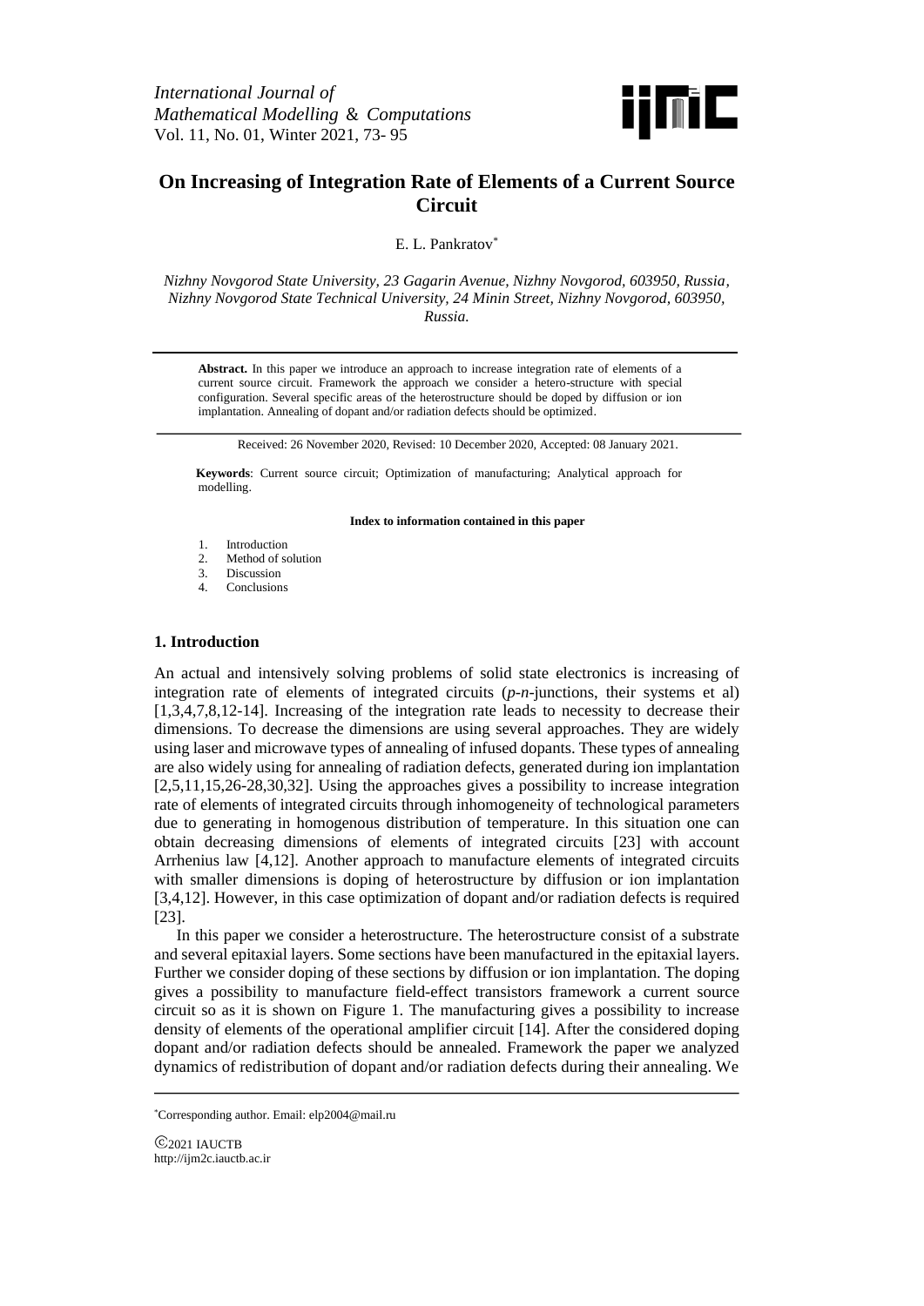*International Journal of Mathematical Modelling & Computations*
Vol. 11, No. 01, Winter 2021, 73- 95

# On Increasing of Integration Rate of Elements of a Current Source Circuit

E. L. Pankratov*

*Nizhny Novgorod State University, 23 Gagarin Avenue, Nizhny Novgorod, 603950, Russia, Nizhny Novgorod State Technical University, 24 Minin Street, Nizhny Novgorod, 603950, Russia.*

**Abstract.** In this paper we introduce an approach to increase integration rate of elements of a current source circuit. Framework the approach we consider a hetero-structure with special configuration. Several specific areas of the heterostructure should be doped by diffusion or ion implantation. Annealing of dopant and/or radiation defects should be optimized.

Received: 26 November 2020, Revised: 10 December 2020, Accepted: 08 January 2021.

**Keywords**: Current source circuit; Optimization of manufacturing; Analytical approach for modelling.

**Index to information contained in this paper**

1. Introduction
2. Method of solution
3. Discussion
4. Conclusions

## 1. Introduction

An actual and intensively solving problems of solid state electronics is increasing of integration rate of elements of integrated circuits (*p-n*-junctions, their systems et al) [1,3,4,7,8,12-14]. Increasing of the integration rate leads to necessity to decrease their dimensions. To decrease the dimensions are using several approaches. They are widely using laser and microwave types of annealing of infused dopants. These types of annealing are also widely using for annealing of radiation defects, generated during ion implantation [2,5,11,15,26-28,30,32]. Using the approaches gives a possibility to increase integration rate of elements of integrated circuits through inhomogeneity of technological parameters due to generating in homogenous distribution of temperature. In this situation one can obtain decreasing dimensions of elements of integrated circuits [23] with account Arrhenius law [4,12]. Another approach to manufacture elements of integrated circuits with smaller dimensions is doping of heterostructure by diffusion or ion implantation [3,4,12]. However, in this case optimization of dopant and/or radiation defects is required [23].

In this paper we consider a heterostructure. The heterostructure consist of a substrate and several epitaxial layers. Some sections have been manufactured in the epitaxial layers. Further we consider doping of these sections by diffusion or ion implantation. The doping gives a possibility to manufacture field-effect transistors framework a current source circuit so as it is shown on Figure 1. The manufacturing gives a possibility to increase density of elements of the operational amplifier circuit [14]. After the considered doping dopant and/or radiation defects should be annealed. Framework the paper we analyzed dynamics of redistribution of dopant and/or radiation defects during their annealing. We

*Corresponding author. Email: elp2004@mail.ru

©2021 IAUCTB
http://ijm2c.iauctb.ac.ir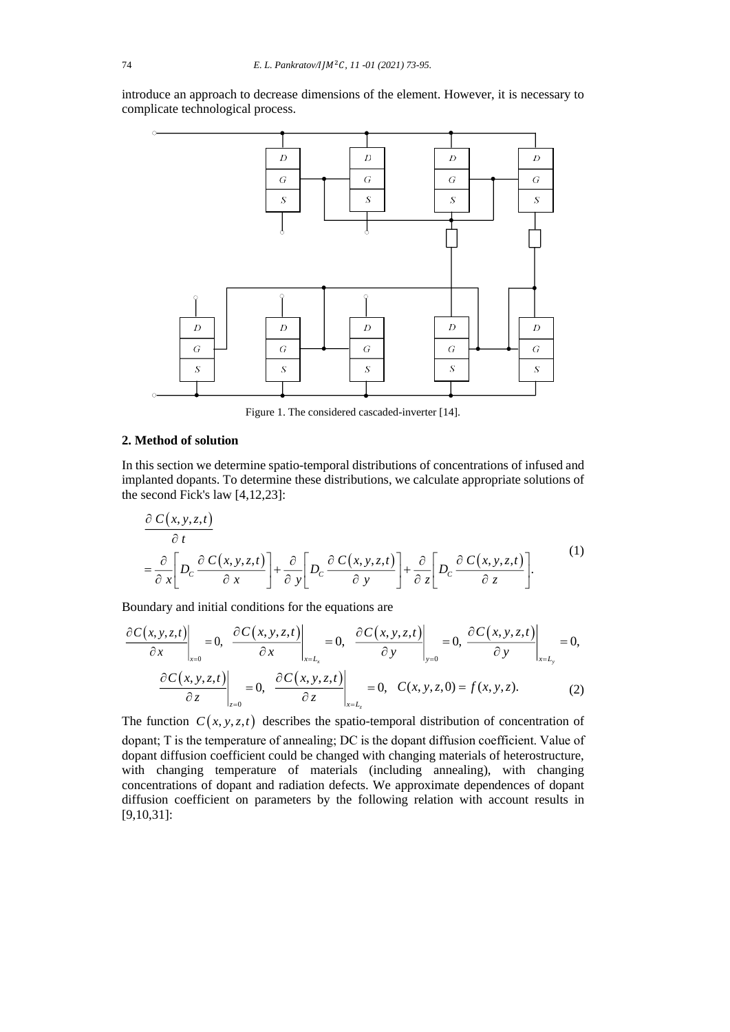introduce an approach to decrease dimensions of the element. However, it is necessary to complicate technological process.

Figure 1. The considered cascaded-inverter [14].

## 2. Method of solution

In this section we determine spatio-temporal distributions of concentrations of infused and implanted dopants. To determine these distributions, we calculate appropriate solutions of the second Fick's law [4,12,23]:

$$\frac{\partial C(x,y,z,t)}{\partial t} = \frac{\partial}{\partial x}\left[D_C \frac{\partial C(x,y,z,t)}{\partial x}\right] + \frac{\partial}{\partial y}\left[D_C \frac{\partial C(x,y,z,t)}{\partial y}\right] + \frac{\partial}{\partial z}\left[D_C \frac{\partial C(x,y,z,t)}{\partial z}\right]. \tag{1}$$

Boundary and initial conditions for the equations are

$$\left.\frac{\partial C(x,y,z,t)}{\partial x}\right|_{x=0} = 0,\ \left.\frac{\partial C(x,y,z,t)}{\partial x}\right|_{x=L_x} = 0,\ \left.\frac{\partial C(x,y,z,t)}{\partial y}\right|_{y=0} = 0,\ \left.\frac{\partial C(x,y,z,t)}{\partial y}\right|_{x=L_y} = 0,$$

$$\left.\frac{\partial C(x,y,z,t)}{\partial z}\right|_{z=0} = 0,\ \left.\frac{\partial C(x,y,z,t)}{\partial z}\right|_{x=L_z} = 0,\ C(x,y,z,0) = f(x,y,z). \tag{2}$$

The function $C(x,y,z,t)$ describes the spatio-temporal distribution of concentration of dopant; T is the temperature of annealing; DC is the dopant diffusion coefficient. Value of dopant diffusion coefficient could be changed with changing materials of heterostructure, with changing temperature of materials (including annealing), with changing concentrations of dopant and radiation defects. We approximate dependences of dopant diffusion coefficient on parameters by the following relation with account results in [9,10,31]: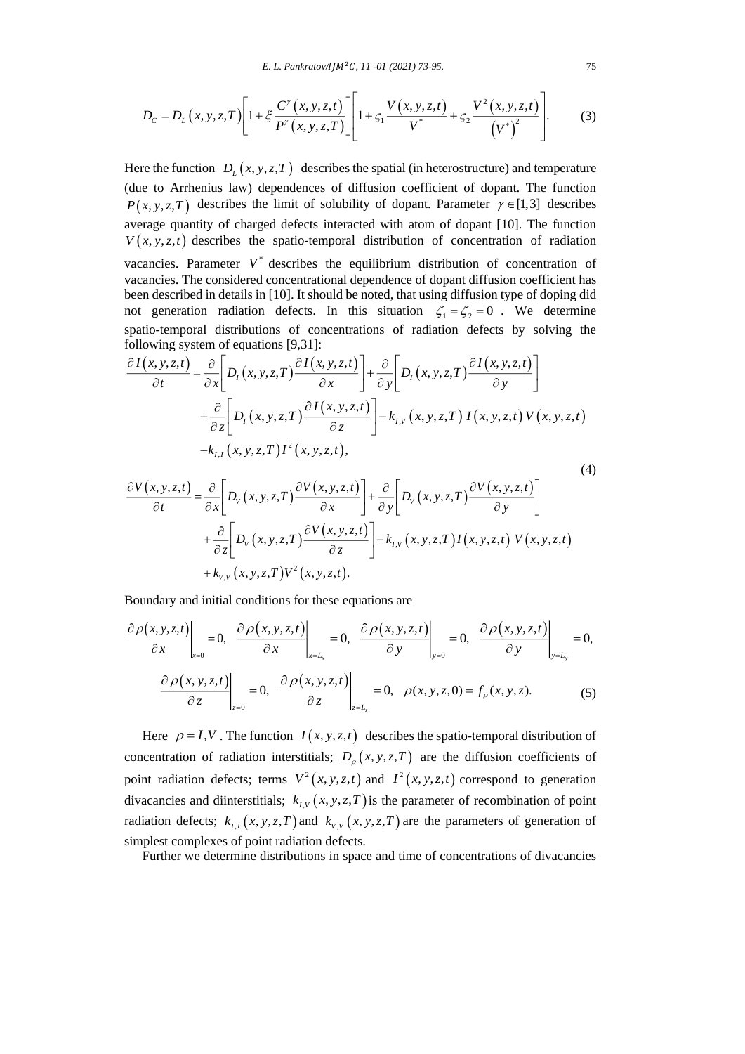$$D_C = D_L(x,y,z,T)\left[1+\xi\frac{C^{\gamma}(x,y,z,t)}{P^{\gamma}(x,y,z,T)}\right]\left[1+\varsigma_1\frac{V(x,y,z,t)}{V^*}+\varsigma_2\frac{V^2(x,y,z,t)}{(V^*)^2}\right]. \tag{3}$$

Here the function $D_L(x,y,z,T)$ describes the spatial (in heterostructure) and temperature (due to Arrhenius law) dependences of diffusion coefficient of dopant. The function $P(x,y,z,T)$ describes the limit of solubility of dopant. Parameter $\gamma \in [1,3]$ describes average quantity of charged defects interacted with atom of dopant [10]. The function $V(x,y,z,t)$ describes the spatio-temporal distribution of concentration of radiation vacancies. Parameter $V^*$ describes the equilibrium distribution of concentration of vacancies. The considered concentrational dependence of dopant diffusion coefficient has been described in details in [10]. It should be noted, that using diffusion type of doping did not generation radiation defects. In this situation $\zeta_1 = \zeta_2 = 0$. We determine spatio-temporal distributions of concentrations of radiation defects by solving the following system of equations [9,31]:

$$\begin{aligned}
\frac{\partial I(x,y,z,t)}{\partial t} &= \frac{\partial}{\partial x}\left[D_I(x,y,z,T)\frac{\partial I(x,y,z,t)}{\partial x}\right]+\frac{\partial}{\partial y}\left[D_I(x,y,z,T)\frac{\partial I(x,y,z,t)}{\partial y}\right] \\
&\quad +\frac{\partial}{\partial z}\left[D_I(x,y,z,T)\frac{\partial I(x,y,z,t)}{\partial z}\right]-k_{I,V}(x,y,z,T)\,I(x,y,z,t)\,V(x,y,z,t) \\
&\quad -k_{I,I}(x,y,z,T)\,I^2(x,y,z,t), \\
\frac{\partial V(x,y,z,t)}{\partial t} &= \frac{\partial}{\partial x}\left[D_V(x,y,z,T)\frac{\partial V(x,y,z,t)}{\partial x}\right]+\frac{\partial}{\partial y}\left[D_V(x,y,z,T)\frac{\partial V(x,y,z,t)}{\partial y}\right] \\
&\quad +\frac{\partial}{\partial z}\left[D_V(x,y,z,T)\frac{\partial V(x,y,z,t)}{\partial z}\right]-k_{I,V}(x,y,z,T)\,I(x,y,z,t)\,V(x,y,z,t) \\
&\quad +k_{V,V}(x,y,z,T)\,V^2(x,y,z,t).
\end{aligned} \tag{4}$$

Boundary and initial conditions for these equations are

$$\left.\frac{\partial \rho(x,y,z,t)}{\partial x}\right|_{x=0}=0,\ \left.\frac{\partial \rho(x,y,z,t)}{\partial x}\right|_{x=L_x}=0,\ \left.\frac{\partial \rho(x,y,z,t)}{\partial y}\right|_{y=0}=0,\ \left.\frac{\partial \rho(x,y,z,t)}{\partial y}\right|_{y=L_y}=0,$$

$$\left.\frac{\partial \rho(x,y,z,t)}{\partial z}\right|_{z=0}=0,\ \left.\frac{\partial \rho(x,y,z,t)}{\partial z}\right|_{z=L_z}=0,\ \rho(x,y,z,0)=f_{\rho}(x,y,z). \tag{5}$$

Here $\rho = I,V$. The function $I(x,y,z,t)$ describes the spatio-temporal distribution of concentration of radiation interstitials; $D_{\rho}(x,y,z,T)$ are the diffusion coefficients of point radiation defects; terms $V^2(x,y,z,t)$ and $I^2(x,y,z,t)$ correspond to generation divacancies and diinterstitials; $k_{I,V}(x,y,z,T)$ is the parameter of recombination of point radiation defects; $k_{I,I}(x,y,z,T)$ and $k_{V,V}(x,y,z,T)$ are the parameters of generation of simplest complexes of point radiation defects.

Further we determine distributions in space and time of concentrations of divacancies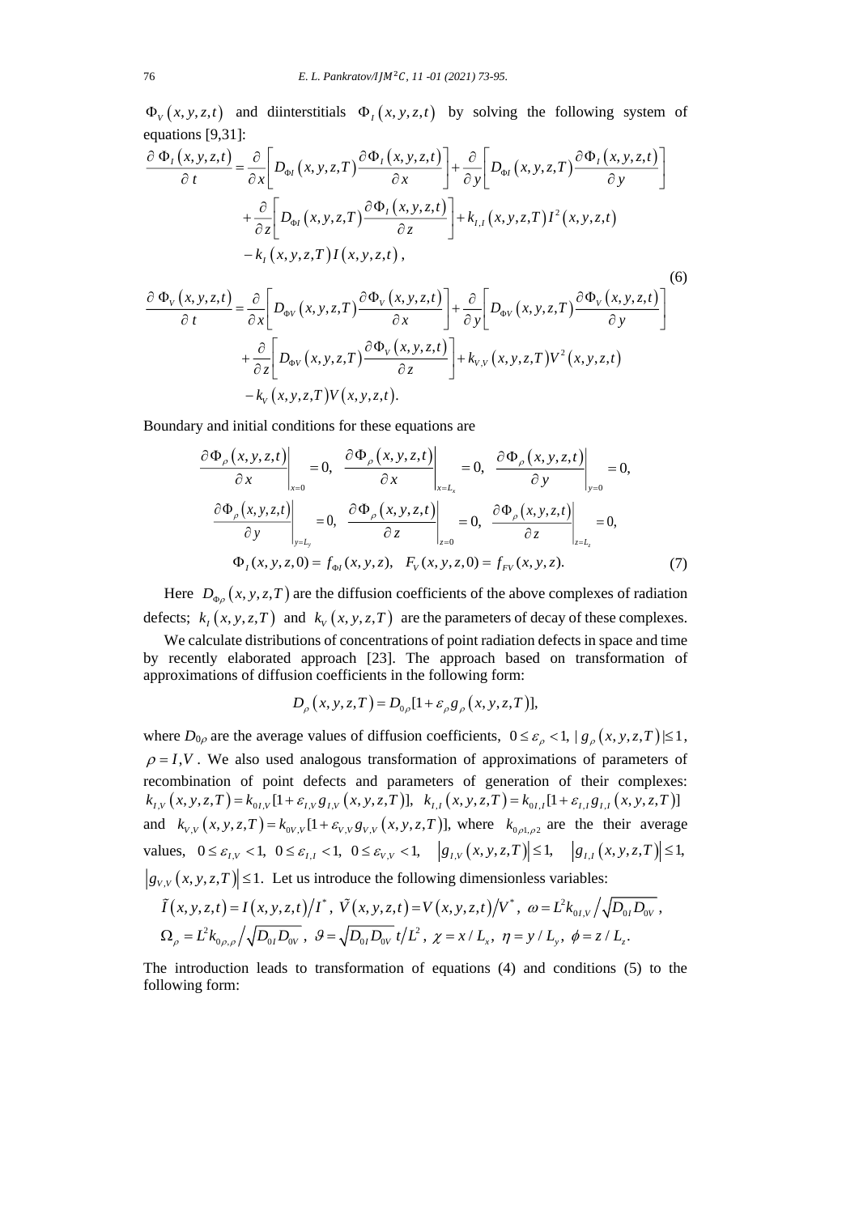$\Phi_V(x,y,z,t)$ and diinterstitials $\Phi_I(x,y,z,t)$ by solving the following system of equations [9,31]:

$$
\begin{aligned}
\frac{\partial \Phi_I(x,y,z,t)}{\partial t} &= \frac{\partial}{\partial x}\left[D_{\Phi I}(x,y,z,T)\frac{\partial \Phi_I(x,y,z,t)}{\partial x}\right] + \frac{\partial}{\partial y}\left[D_{\Phi I}(x,y,z,T)\frac{\partial \Phi_I(x,y,z,t)}{\partial y}\right] \\
&+ \frac{\partial}{\partial z}\left[D_{\Phi I}(x,y,z,T)\frac{\partial \Phi_I(x,y,z,t)}{\partial z}\right] + k_{I,I}(x,y,z,T)I^2(x,y,z,t) \\
&- k_I(x,y,z,T)I(x,y,z,t),
\end{aligned}
\tag{6}
$$

$$
\begin{aligned}
\frac{\partial \Phi_V(x,y,z,t)}{\partial t} &= \frac{\partial}{\partial x}\left[D_{\Phi V}(x,y,z,T)\frac{\partial \Phi_V(x,y,z,t)}{\partial x}\right] + \frac{\partial}{\partial y}\left[D_{\Phi V}(x,y,z,T)\frac{\partial \Phi_V(x,y,z,t)}{\partial y}\right] \\
&+ \frac{\partial}{\partial z}\left[D_{\Phi V}(x,y,z,T)\frac{\partial \Phi_V(x,y,z,t)}{\partial z}\right] + k_{V,V}(x,y,z,T)V^2(x,y,z,t) \\
&- k_V(x,y,z,T)V(x,y,z,t).
\end{aligned}
$$

Boundary and initial conditions for these equations are

$$
\left.\frac{\partial \Phi_\rho(x,y,z,t)}{\partial x}\right|_{x=0} = 0,\quad \left.\frac{\partial \Phi_\rho(x,y,z,t)}{\partial x}\right|_{x=L_x} = 0,\quad \left.\frac{\partial \Phi_\rho(x,y,z,t)}{\partial y}\right|_{y=0} = 0,
$$

$$
\left.\frac{\partial \Phi_\rho(x,y,z,t)}{\partial y}\right|_{y=L_y} = 0,\quad \left.\frac{\partial \Phi_\rho(x,y,z,t)}{\partial z}\right|_{z=0} = 0,\quad \left.\frac{\partial \Phi_\rho(x,y,z,t)}{\partial z}\right|_{z=L_z} = 0,
$$

$$
\Phi_I(x,y,z,0) = f_{\Phi I}(x,y,z),\quad F_V(x,y,z,0) = f_{FV}(x,y,z). \tag{7}
$$

Here $D_{\Phi\rho}(x,y,z,T)$ are the diffusion coefficients of the above complexes of radiation defects; $k_I(x,y,z,T)$ and $k_V(x,y,z,T)$ are the parameters of decay of these complexes.

We calculate distributions of concentrations of point radiation defects in space and time by recently elaborated approach [23]. The approach based on transformation of approximations of diffusion coefficients in the following form:

$$
D_\rho(x,y,z,T) = D_{0\rho}[1+\varepsilon_\rho g_\rho(x,y,z,T)],
$$

where $D_{0\rho}$ are the average values of diffusion coefficients, $0 \le \varepsilon_\rho < 1$, $|g_\rho(x,y,z,T)| \le 1$, $\rho = I,V$. We also used analogous transformation of approximations of parameters of recombination of point defects and parameters of generation of their complexes: $k_{I,V}(x,y,z,T) = k_{0I,V}[1+\varepsilon_{I,V}g_{I,V}(x,y,z,T)]$, $k_{I,I}(x,y,z,T) = k_{0I,I}[1+\varepsilon_{I,I}g_{I,I}(x,y,z,T)]$ and $k_{V,V}(x,y,z,T) = k_{0V,V}[1+\varepsilon_{V,V}g_{V,V}(x,y,z,T)]$, where $k_{0\rho1,\rho2}$ are the their average values, $0 \le \varepsilon_{I,V} < 1$, $0 \le \varepsilon_{I,I} < 1$, $0 \le \varepsilon_{V,V} < 1$, $|g_{I,V}(x,y,z,T)| \le 1$, $|g_{I,I}(x,y,z,T)| \le 1$, $|g_{V,V}(x,y,z,T)| \le 1$. Let us introduce the following dimensionless variables:

$$
\tilde{I}(x,y,z,t) = I(x,y,z,t)/I^*,\ \tilde{V}(x,y,z,t) = V(x,y,z,t)/V^*,\ \omega = L^2 k_{0I,V}\big/\sqrt{D_{0I}D_{0V}},
$$

$$
\Omega_\rho = L^2 k_{0\rho,\rho}\big/\sqrt{D_{0I}D_{0V}},\ \vartheta = \sqrt{D_{0I}D_{0V}}\,t/L^2,\ \chi = x/L_x,\ \eta = y/L_y,\ \phi = z/L_z.
$$

The introduction leads to transformation of equations (4) and conditions (5) to the following form: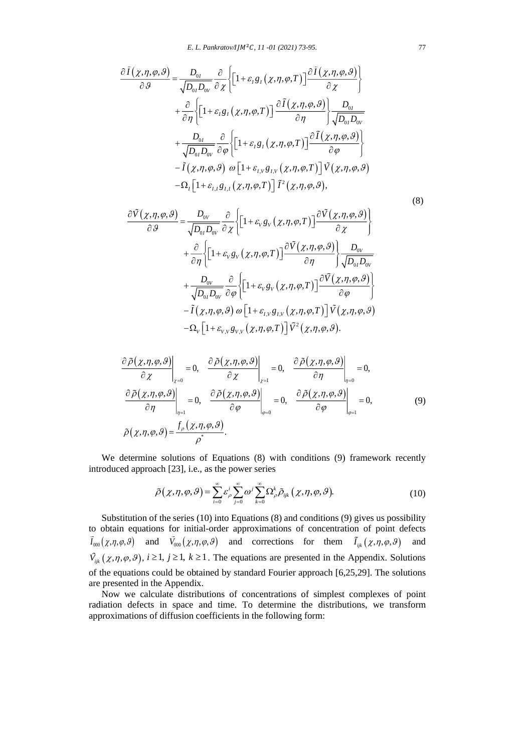$$
\begin{aligned}
\frac{\partial \tilde{I}(\chi,\eta,\varphi,\vartheta)}{\partial \vartheta} &= \frac{D_{0I}}{\sqrt{D_{0I}D_{0V}}}\frac{\partial}{\partial \chi}\left\{\left[1+\varepsilon_I g_I(\chi,\eta,\varphi,T)\right]\frac{\partial \tilde{I}(\chi,\eta,\varphi,\vartheta)}{\partial \chi}\right\} \\
&+\frac{\partial}{\partial \eta}\left\{\left[1+\varepsilon_I g_I(\chi,\eta,\varphi,T)\right]\frac{\partial \tilde{I}(\chi,\eta,\varphi,\vartheta)}{\partial \eta}\right\}\frac{D_{0I}}{\sqrt{D_{0I}D_{0V}}} \\
&+\frac{D_{0I}}{\sqrt{D_{0I}D_{0V}}}\frac{\partial}{\partial \varphi}\left\{\left[1+\varepsilon_I g_I(\chi,\eta,\varphi,T)\right]\frac{\partial \tilde{I}(\chi,\eta,\varphi,\vartheta)}{\partial \varphi}\right\} \\
&-\tilde{I}(\chi,\eta,\varphi,\vartheta)\ \omega\left[1+\varepsilon_{I,V} g_{I,V}(\chi,\eta,\varphi,T)\right]\tilde{V}(\chi,\eta,\varphi,\vartheta) \\
&-\Omega_I\left[1+\varepsilon_{I,I} g_{I,I}(\chi,\eta,\varphi,T)\right]\tilde{I}^2(\chi,\eta,\varphi,\vartheta),
\end{aligned}
$$

$$
\begin{aligned}
\frac{\partial \tilde{V}(\chi,\eta,\varphi,\vartheta)}{\partial \vartheta} &= \frac{D_{0V}}{\sqrt{D_{0I}D_{0V}}}\frac{\partial}{\partial \chi}\left\{\left[1+\varepsilon_V g_V(\chi,\eta,\varphi,T)\right]\frac{\partial \tilde{V}(\chi,\eta,\varphi,\vartheta)}{\partial \chi}\right\} \\
&+\frac{\partial}{\partial \eta}\left\{\left[1+\varepsilon_V g_V(\chi,\eta,\varphi,T)\right]\frac{\partial \tilde{V}(\chi,\eta,\varphi,\vartheta)}{\partial \eta}\right\}\frac{D_{0V}}{\sqrt{D_{0I}D_{0V}}} \\
&+\frac{D_{0V}}{\sqrt{D_{0I}D_{0V}}}\frac{\partial}{\partial \varphi}\left\{\left[1+\varepsilon_V g_V(\chi,\eta,\varphi,T)\right]\frac{\partial \tilde{V}(\chi,\eta,\varphi,\vartheta)}{\partial \varphi}\right\} \\
&-\tilde{I}(\chi,\eta,\varphi,\vartheta)\ \omega\left[1+\varepsilon_{I,V} g_{I,V}(\chi,\eta,\varphi,T)\right]\tilde{V}(\chi,\eta,\varphi,\vartheta) \\
&-\Omega_V\left[1+\varepsilon_{V,V} g_{V,V}(\chi,\eta,\varphi,T)\right]\tilde{V}^2(\chi,\eta,\varphi,\vartheta).
\end{aligned}
\tag{8}
$$

$$
\begin{aligned}
&\left.\frac{\partial \tilde{\rho}(\chi,\eta,\varphi,\vartheta)}{\partial \chi}\right|_{\chi=0}=0,\quad \left.\frac{\partial \tilde{\rho}(\chi,\eta,\varphi,\vartheta)}{\partial \chi}\right|_{\chi=1}=0,\quad \left.\frac{\partial \tilde{\rho}(\chi,\eta,\varphi,\vartheta)}{\partial \eta}\right|_{\eta=0}=0, \\
&\left.\frac{\partial \tilde{\rho}(\chi,\eta,\varphi,\vartheta)}{\partial \eta}\right|_{\eta=1}=0,\quad \left.\frac{\partial \tilde{\rho}(\chi,\eta,\varphi,\vartheta)}{\partial \varphi}\right|_{\varphi=0}=0,\quad \left.\frac{\partial \tilde{\rho}(\chi,\eta,\varphi,\vartheta)}{\partial \varphi}\right|_{\varphi=1}=0, \\
&\tilde{\rho}(\chi,\eta,\varphi,\vartheta)=\frac{f_\rho(\chi,\eta,\varphi,\vartheta)}{\rho^*}.
\end{aligned}
\tag{9}
$$

We determine solutions of Equations (8) with conditions (9) framework recently introduced approach [23], i.e., as the power series

$$
\tilde{\rho}(\chi,\eta,\varphi,\vartheta)=\sum_{i=0}^{\infty}\varepsilon_\rho^i\sum_{j=0}^{\infty}\omega^j\sum_{k=0}^{\infty}\Omega_\rho^k\tilde{\rho}_{ijk}(\chi,\eta,\varphi,\vartheta). \tag{10}
$$

Substitution of the series (10) into Equations (8) and conditions (9) gives us possibility to obtain equations for initial-order approximations of concentration of point defects $\tilde{I}_{000}(\chi,\eta,\varphi,\vartheta)$ and $\tilde{V}_{000}(\chi,\eta,\varphi,\vartheta)$ and corrections for them $\tilde{I}_{ijk}(\chi,\eta,\varphi,\vartheta)$ and $\tilde{V}_{ijk}(\chi,\eta,\varphi,\vartheta)$, $i\ge 1,\ j\ge 1,\ k\ge 1$. The equations are presented in the Appendix. Solutions of the equations could be obtained by standard Fourier approach [6,25,29]. The solutions are presented in the Appendix.

Now we calculate distributions of concentrations of simplest complexes of point radiation defects in space and time. To determine the distributions, we transform approximations of diffusion coefficients in the following form: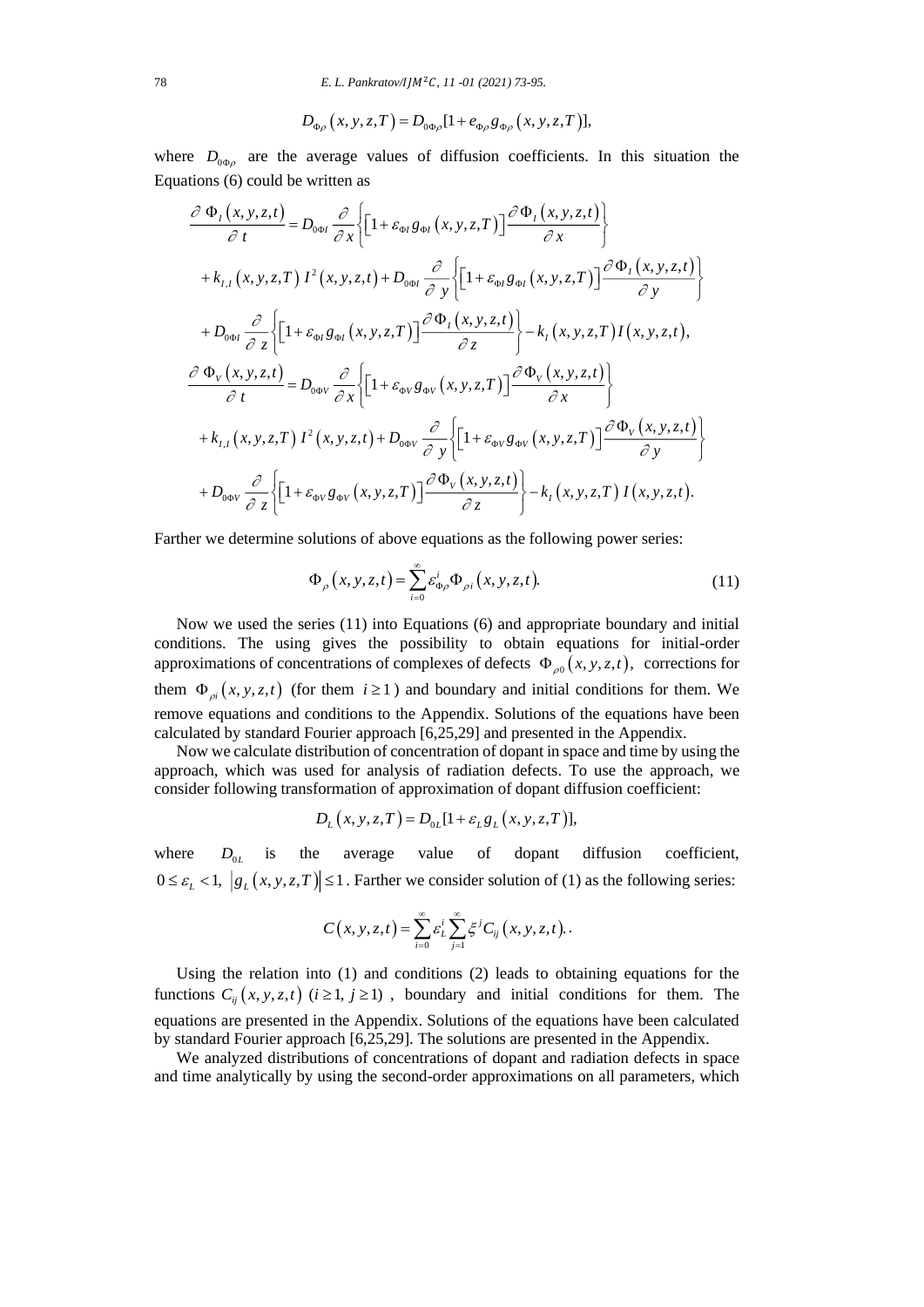$$D_{\Phi_\rho}(x,y,z,T) = D_{0\Phi_\rho}[1 + e_{\Phi_\rho} g_{\Phi_\rho}(x,y,z,T)],$$

where $D_{0\Phi_\rho}$ are the average values of diffusion coefficients. In this situation the Equations (6) could be written as

$$\frac{\partial \Phi_I(x,y,z,t)}{\partial t} = D_{0\Phi I}\frac{\partial}{\partial x}\left\{\left[1+\varepsilon_{\Phi I} g_{\Phi I}(x,y,z,T)\right]\frac{\partial \Phi_I(x,y,z,t)}{\partial x}\right\}$$
$$+ k_{I,I}(x,y,z,T)\, I^2(x,y,z,t) + D_{0\Phi I}\frac{\partial}{\partial y}\left\{\left[1+\varepsilon_{\Phi I} g_{\Phi I}(x,y,z,T)\right]\frac{\partial \Phi_I(x,y,z,t)}{\partial y}\right\}$$
$$+ D_{0\Phi I}\frac{\partial}{\partial z}\left\{\left[1+\varepsilon_{\Phi I} g_{\Phi I}(x,y,z,T)\right]\frac{\partial \Phi_I(x,y,z,t)}{\partial z}\right\} - k_I(x,y,z,T)\, I(x,y,z,t),$$

$$\frac{\partial \Phi_V(x,y,z,t)}{\partial t} = D_{0\Phi V}\frac{\partial}{\partial x}\left\{\left[1+\varepsilon_{\Phi V} g_{\Phi V}(x,y,z,T)\right]\frac{\partial \Phi_V(x,y,z,t)}{\partial x}\right\}$$
$$+ k_{I,I}(x,y,z,T)\, I^2(x,y,z,t) + D_{0\Phi V}\frac{\partial}{\partial y}\left\{\left[1+\varepsilon_{\Phi V} g_{\Phi V}(x,y,z,T)\right]\frac{\partial \Phi_V(x,y,z,t)}{\partial y}\right\}$$
$$+ D_{0\Phi V}\frac{\partial}{\partial z}\left\{\left[1+\varepsilon_{\Phi V} g_{\Phi V}(x,y,z,T)\right]\frac{\partial \Phi_V(x,y,z,t)}{\partial z}\right\} - k_I(x,y,z,T)\, I(x,y,z,t).$$

Farther we determine solutions of above equations as the following power series:

$$\Phi_\rho(x,y,z,t) = \sum_{i=0}^{\infty} \varepsilon_{\Phi_\rho}^i \Phi_{\rho i}(x,y,z,t). \tag{11}$$

Now we used the series (11) into Equations (6) and appropriate boundary and initial conditions. The using gives the possibility to obtain equations for initial-order approximations of concentrations of complexes of defects $\Phi_{\rho 0}(x,y,z,t)$, corrections for them $\Phi_{\rho i}(x,y,z,t)$ (for them $i \geq 1$) and boundary and initial conditions for them. We remove equations and conditions to the Appendix. Solutions of the equations have been calculated by standard Fourier approach [6,25,29] and presented in the Appendix.

Now we calculate distribution of concentration of dopant in space and time by using the approach, which was used for analysis of radiation defects. To use the approach, we consider following transformation of approximation of dopant diffusion coefficient:

$$D_L(x,y,z,T) = D_{0L}[1 + \varepsilon_L g_L(x,y,z,T)],$$

where $D_{0L}$ is the average value of dopant diffusion coefficient, $0 \leq \varepsilon_L < 1,\ |g_L(x,y,z,T)| \leq 1$. Farther we consider solution of (1) as the following series:

$$C(x,y,z,t) = \sum_{i=0}^{\infty} \varepsilon_L^i \sum_{j=1}^{\infty} \xi^j C_{ij}(x,y,z,t)..$$

Using the relation into (1) and conditions (2) leads to obtaining equations for the functions $C_{ij}(x,y,z,t)$ $(i \geq 1,\ j \geq 1)$, boundary and initial conditions for them. The equations are presented in the Appendix. Solutions of the equations have been calculated by standard Fourier approach [6,25,29]. The solutions are presented in the Appendix.

We analyzed distributions of concentrations of dopant and radiation defects in space and time analytically by using the second-order approximations on all parameters, which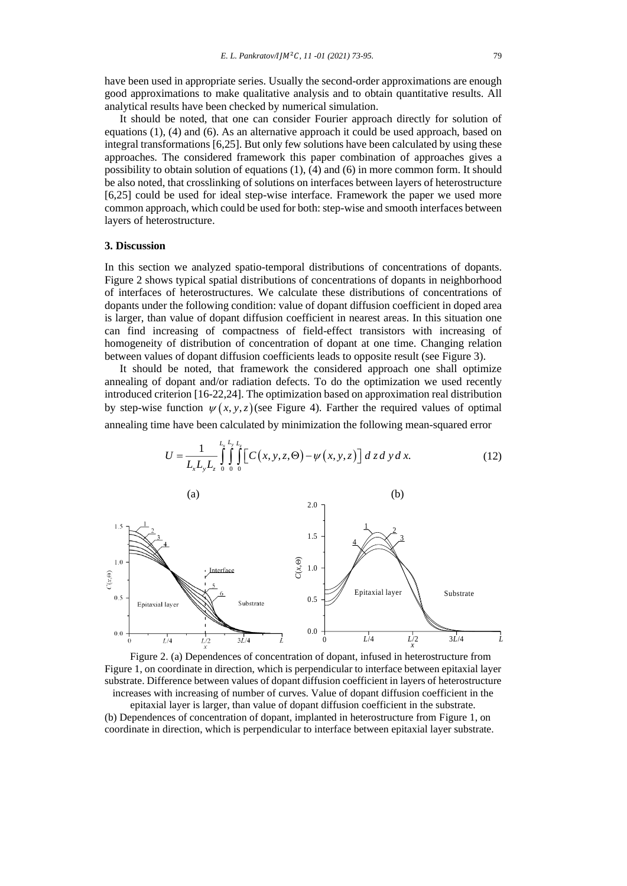have been used in appropriate series. Usually the second-order approximations are enough good approximations to make qualitative analysis and to obtain quantitative results. All analytical results have been checked by numerical simulation.

It should be noted, that one can consider Fourier approach directly for solution of equations (1), (4) and (6). As an alternative approach it could be used approach, based on integral transformations [6,25]. But only few solutions have been calculated by using these approaches. The considered framework this paper combination of approaches gives a possibility to obtain solution of equations (1), (4) and (6) in more common form. It should be also noted, that crosslinking of solutions on interfaces between layers of heterostructure [6,25] could be used for ideal step-wise interface. Framework the paper we used more common approach, which could be used for both: step-wise and smooth interfaces between layers of heterostructure.

## 3. Discussion

In this section we analyzed spatio-temporal distributions of concentrations of dopants. Figure 2 shows typical spatial distributions of concentrations of dopants in neighborhood of interfaces of heterostructures. We calculate these distributions of concentrations of dopants under the following condition: value of dopant diffusion coefficient in doped area is larger, than value of dopant diffusion coefficient in nearest areas. In this situation one can find increasing of compactness of field-effect transistors with increasing of homogeneity of distribution of concentration of dopant at one time. Changing relation between values of dopant diffusion coefficients leads to opposite result (see Figure 3).

It should be noted, that framework the considered approach one shall optimize annealing of dopant and/or radiation defects. To do the optimization we used recently introduced criterion [16-22,24]. The optimization based on approximation real distribution by step-wise function $\psi(x,y,z)$ (see Figure 4). Farther the required values of optimal annealing time have been calculated by minimization the following mean-squared error

$$U = \frac{1}{L_x L_y L_z} \int_0^{L_x} \int_0^{L_y} \int_0^{L_z} \left[ C(x,y,z,\Theta) - \psi(x,y,z) \right] d\,z\,d\,y\,d\,x. \tag{12}$$

Figure 2. (a) Dependences of concentration of dopant, infused in heterostructure from Figure 1, on coordinate in direction, which is perpendicular to interface between epitaxial layer substrate. Difference between values of dopant diffusion coefficient in layers of heterostructure increases with increasing of number of curves. Value of dopant diffusion coefficient in the epitaxial layer is larger, than value of dopant diffusion coefficient in the substrate.
(b) Dependences of concentration of dopant, implanted in heterostructure from Figure 1, on coordinate in direction, which is perpendicular to interface between epitaxial layer substrate.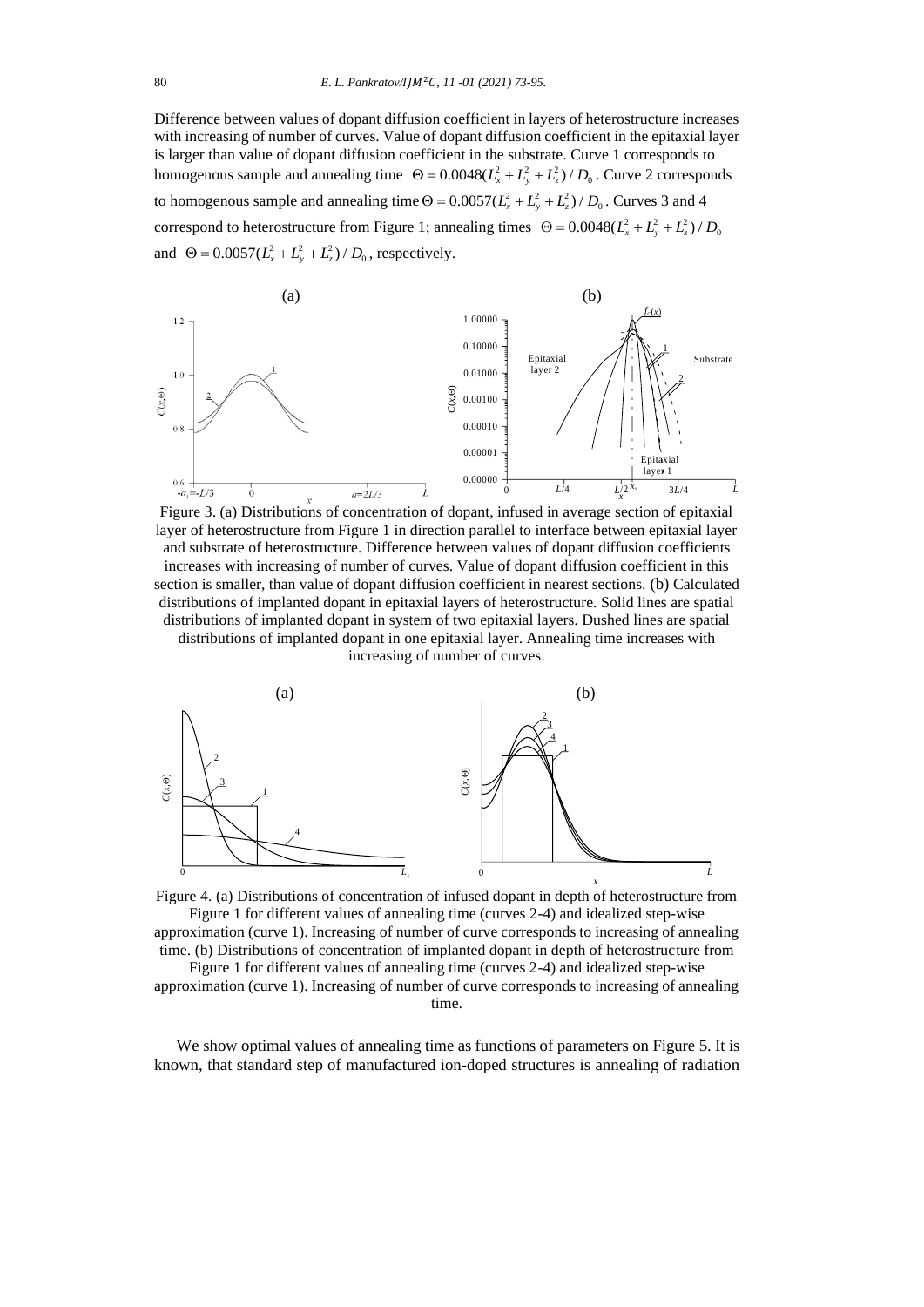Difference between values of dopant diffusion coefficient in layers of heterostructure increases with increasing of number of curves. Value of dopant diffusion coefficient in the epitaxial layer is larger than value of dopant diffusion coefficient in the substrate. Curve 1 corresponds to homogenous sample and annealing time $\Theta = 0.0048(L_x^2 + L_y^2 + L_z^2)/D_0$. Curve 2 corresponds to homogenous sample and annealing time $\Theta = 0.0057(L_x^2 + L_y^2 + L_z^2)/D_0$. Curves 3 and 4 correspond to heterostructure from Figure 1; annealing times $\Theta = 0.0048(L_x^2 + L_y^2 + L_z^2)/D_0$ and $\Theta = 0.0057(L_x^2 + L_y^2 + L_z^2)/D_0$, respectively.

Figure 3. (a) Distributions of concentration of dopant, infused in average section of epitaxial layer of heterostructure from Figure 1 in direction parallel to interface between epitaxial layer and substrate of heterostructure. Difference between values of dopant diffusion coefficients increases with increasing of number of curves. Value of dopant diffusion coefficient in this section is smaller, than value of dopant diffusion coefficient in nearest sections. (b) Calculated distributions of implanted dopant in epitaxial layers of heterostructure. Solid lines are spatial distributions of implanted dopant in system of two epitaxial layers. Dushed lines are spatial distributions of implanted dopant in one epitaxial layer. Annealing time increases with increasing of number of curves.

Figure 4. (a) Distributions of concentration of infused dopant in depth of heterostructure from Figure 1 for different values of annealing time (curves 2-4) and idealized step-wise approximation (curve 1). Increasing of number of curve corresponds to increasing of annealing time. (b) Distributions of concentration of implanted dopant in depth of heterostructure from Figure 1 for different values of annealing time (curves 2-4) and idealized step-wise approximation (curve 1). Increasing of number of curve corresponds to increasing of annealing time.

We show optimal values of annealing time as functions of parameters on Figure 5. It is known, that standard step of manufactured ion-doped structures is annealing of radiation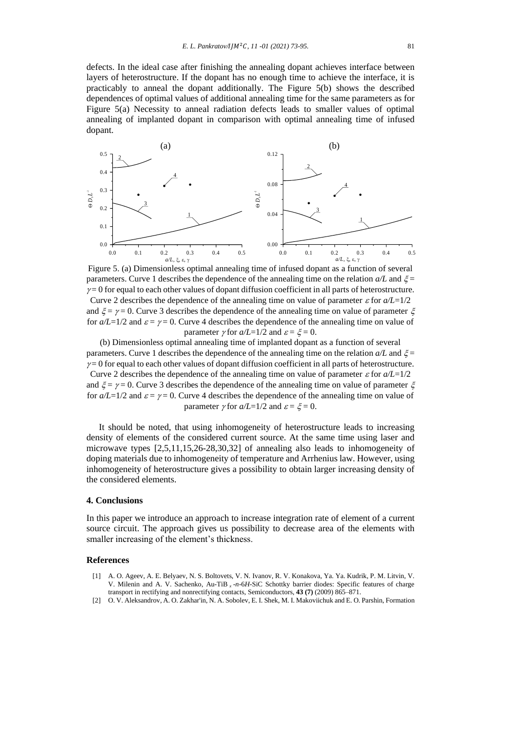defects. In the ideal case after finishing the annealing dopant achieves interface between layers of heterostructure. If the dopant has no enough time to achieve the interface, it is practicably to anneal the dopant additionally. The Figure 5(b) shows the described dependences of optimal values of additional annealing time for the same parameters as for Figure 5(a) Necessity to anneal radiation defects leads to smaller values of optimal annealing of implanted dopant in comparison with optimal annealing time of infused dopant.

Figure 5. (a) Dimensionless optimal annealing time of infused dopant as a function of several parameters. Curve 1 describes the dependence of the annealing time on the relation $a/L$ and $\xi = \gamma = 0$ for equal to each other values of dopant diffusion coefficient in all parts of heterostructure. Curve 2 describes the dependence of the annealing time on value of parameter $\varepsilon$ for $a/L$=1/2 and $\xi = \gamma = 0$. Curve 3 describes the dependence of the annealing time on value of parameter $\xi$ for $a/L$=1/2 and $\varepsilon = \gamma = 0$. Curve 4 describes the dependence of the annealing time on value of parameter $\gamma$ for $a/L$=1/2 and $\varepsilon = \xi = 0$.

(b) Dimensionless optimal annealing time of implanted dopant as a function of several parameters. Curve 1 describes the dependence of the annealing time on the relation $a/L$ and $\xi = \gamma = 0$ for equal to each other values of dopant diffusion coefficient in all parts of heterostructure. Curve 2 describes the dependence of the annealing time on value of parameter $\varepsilon$ for $a/L$=1/2 and $\xi = \gamma = 0$. Curve 3 describes the dependence of the annealing time on value of parameter $\xi$ for $a/L$=1/2 and $\varepsilon = \gamma = 0$. Curve 4 describes the dependence of the annealing time on value of parameter $\gamma$ for $a/L$=1/2 and $\varepsilon = \xi = 0$.

It should be noted, that using inhomogeneity of heterostructure leads to increasing density of elements of the considered current source. At the same time using laser and microwave types [2,5,11,15,26-28,30,32] of annealing also leads to inhomogeneity of doping materials due to inhomogeneity of temperature and Arrhenius law. However, using inhomogeneity of heterostructure gives a possibility to obtain larger increasing density of the considered elements.

## 4. Conclusions

In this paper we introduce an approach to increase integration rate of element of a current source circuit. The approach gives us possibility to decrease area of the elements with smaller increasing of the element's thickness.

## References

[1] A. O. Ageev, A. E. Belyaev, N. S. Boltovets, V. N. Ivanov, R. V. Konakova, Ya. Ya. Kudrik, P. M. Litvin, V. V. Milenin and A. V. Sachenko, Au-TiB $_x$ -$n$-6$H$-SiC Schottky barrier diodes: Specific features of charge transport in rectifying and nonrectifying contacts, Semiconductors, **43 (7)** (2009) 865–871.

[2] O. V. Aleksandrov, A. O. Zakhar'in, N. A. Sobolev, E. I. Shek, M. I. Makoviichuk and E. O. Parshin, Formation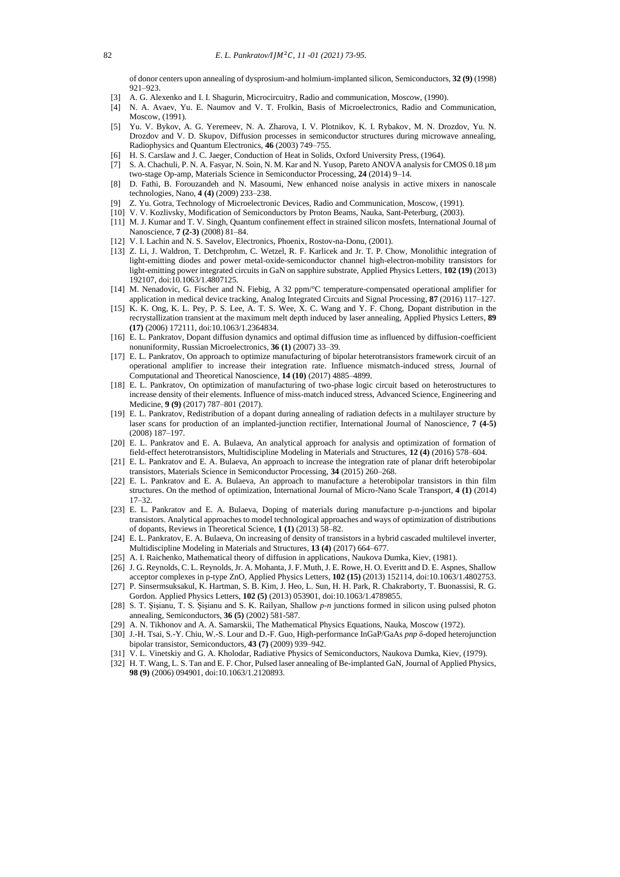of donor centers upon annealing of dysprosium-and holmium-implanted silicon, Semiconductors, **32 (9)** (1998) 921–923.

[3] A. G. Alexenko and I. I. Shagurin, Microcircuitry, Radio and communication, Moscow, (1990).

[4] N. A. Avaev, Yu. E. Naumov and V. T. Frolkin, Basis of Microelectronics, Radio and Communication, Moscow, (1991).

[5] Yu. V. Bykov, A. G. Yeremeev, N. A. Zharova, I. V. Plotnikov, K. I. Rybakov, M. N. Drozdov, Yu. N. Drozdov and V. D. Skupov, Diffusion processes in semiconductor structures during microwave annealing, Radiophysics and Quantum Electronics, **46** (2003) 749–755.

[6] H. S. Carslaw and J. C. Jaeger, Conduction of Heat in Solids, Oxford University Press, (1964).

[7] S. A. Chachuli, P. N. A. Fasyar, N. Soin, N. M. Kar and N. Yusop, Pareto ANOVA analysis for CMOS 0.18 µm two-stage Op-amp, Materials Science in Semiconductor Processing, **24** (2014) 9–14.

[8] D. Fathi, B. Forouzandeh and N. Masoumi, New enhanced noise analysis in active mixers in nanoscale technologies, Nano, **4 (4)** (2009) 233–238.

[9] Z. Yu. Gotra, Technology of Microelectronic Devices, Radio and Communication, Moscow, (1991).

[10] V. V. Kozlivsky, Modification of Semiconductors by Proton Beams, Nauka, Sant-Peterburg, (2003).

[11] M. J. Kumar and T. V. Singh, Quantum confinement effect in strained silicon mosfets, International Journal of Nanoscience, **7 (2-3)** (2008) 81–84.

[12] V. I. Lachin and N. S. Savelov, Electronics, Phoenix, Rostov-na-Donu, (2001).

[13] Z. Li, J. Waldron, T. Detchprohm, C. Wetzel, R. F. Karlicek and Jr. T. P. Chow, Monolithic integration of light-emitting diodes and power metal-oxide-semiconductor channel high-electron-mobility transistors for light-emitting power integrated circuits in GaN on sapphire substrate, Applied Physics Letters, **102 (19)** (2013) 192107, doi:10.1063/1.4807125.

[14] M. Nenadovic, G. Fischer and N. Fiebig, A 32 ppm/°C temperature-compensated operational amplifier for application in medical device tracking, Analog Integrated Circuits and Signal Processing, **87** (2016) 117–127.

[15] K. K. Ong, K. L. Pey, P. S. Lee, A. T. S. Wee, X. C. Wang and Y. F. Chong, Dopant distribution in the recrystallization transient at the maximum melt depth induced by laser annealing, Applied Physics Letters, **89 (17)** (2006) 172111, doi:10.1063/1.2364834.

[16] E. L. Pankratov, Dopant diffusion dynamics and optimal diffusion time as influenced by diffusion-coefficient nonuniformity, Russian Microelectronics, **36 (1)** (2007) 33–39.

[17] E. L. Pankratov, On approach to optimize manufacturing of bipolar heterotransistors framework circuit of an operational amplifier to increase their integration rate. Influence mismatch-induced stress, Journal of Computational and Theoretical Nanoscience, **14 (10)** (2017) 4885–4899.

[18] E. L. Pankratov, On optimization of manufacturing of two-phase logic circuit based on heterostructures to increase density of their elements. Influence of miss-match induced stress, Advanced Science, Engineering and Medicine, **9 (9)** (2017) 787–801 (2017).

[19] E. L. Pankratov, Redistribution of a dopant during annealing of radiation defects in a multilayer structure by laser scans for production of an implanted-junction rectifier, International Journal of Nanoscience, **7 (4-5)** (2008) 187–197.

[20] E. L. Pankratov and E. A. Bulaeva, An analytical approach for analysis and optimization of formation of field-effect heterotransistors, Multidiscipline Modeling in Materials and Structures, **12 (4)** (2016) 578–604.

[21] E. L. Pankratov and E. A. Bulaeva, An approach to increase the integration rate of planar drift heterobipolar transistors, Materials Science in Semiconductor Processing, **34** (2015) 260–268.

[22] E. L. Pankratov and E. A. Bulaeva, An approach to manufacture a heterobipolar transistors in thin film structures. On the method of optimization, International Journal of Micro-Nano Scale Transport, **4 (1)** (2014) 17–32.

[23] E. L. Pankratov and E. A. Bulaeva, Doping of materials during manufacture p-n-junctions and bipolar transistors. Analytical approaches to model technological approaches and ways of optimization of distributions of dopants, Reviews in Theoretical Science, **1 (1)** (2013) 58–82.

[24] E. L. Pankratov, E. A. Bulaeva, On increasing of density of transistors in a hybrid cascaded multilevel inverter, Multidiscipline Modeling in Materials and Structures, **13 (4)** (2017) 664–677.

[25] A. I. Raichenko, Mathematical theory of diffusion in applications, Naukova Dumka, Kiev, (1981).

[26] J. G. Reynolds, C. L. Reynolds, Jr. A. Mohanta, J. F. Muth, J. E. Rowe, H. O. Everitt and D. E. Aspnes, Shallow acceptor complexes in p-type ZnO, Applied Physics Letters, **102 (15)** (2013) 152114, doi:10.1063/1.4802753.

[27] P. Sinsermsuksakul, K. Hartman, S. B. Kim, J. Heo, L. Sun, H. H. Park, R. Chakraborty, T. Buonassisi, R. G. Gordon. Applied Physics Letters, **102 (5)** (2013) 053901, doi:10.1063/1.4789855.

[28] S. T. Şişianu, T. S. Şişianu and S. K. Railyan, Shallow *p-n* junctions formed in silicon using pulsed photon annealing, Semiconductors, **36 (5)** (2002) 581-587.

[29] A. N. Tikhonov and A. A. Samarskii, The Mathematical Physics Equations, Nauka, Moscow (1972).

[30] J.-H. Tsai, S.-Y. Chiu, W.-S. Lour and D.-F. Guo, High-performance InGaP/GaAs *pnp* δ-doped heterojunction bipolar transistor, Semiconductors, **43 (7)** (2009) 939–942.

[31] V. L. Vinetskiy and G. A. Kholodar, Radiative Physics of Semiconductors, Naukova Dumka, Kiev, (1979).

[32] H. T. Wang, L. S. Tan and E. F. Chor, Pulsed laser annealing of Be-implanted GaN, Journal of Applied Physics, **98 (9)** (2006) 094901, doi:10.1063/1.2120893.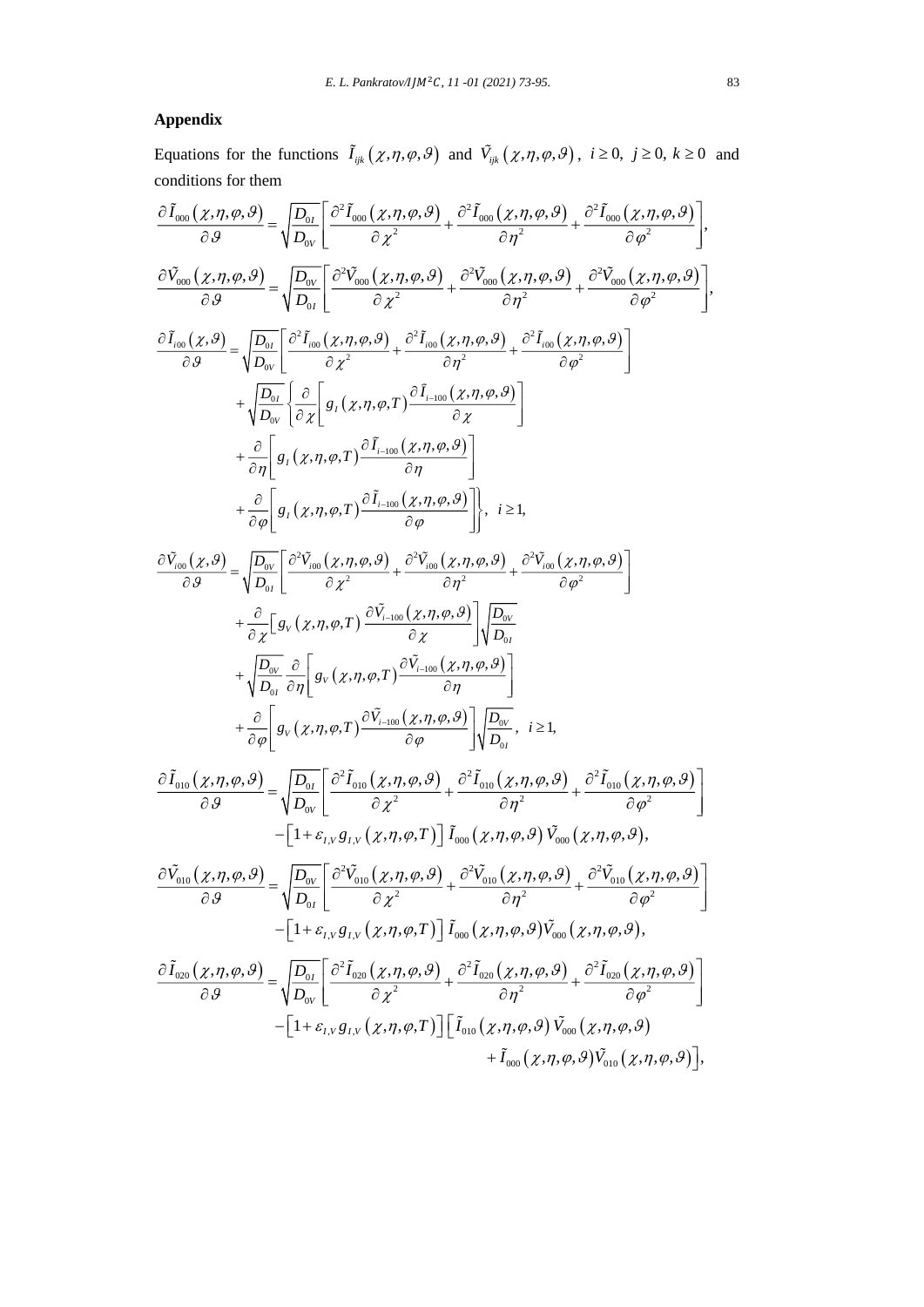## Appendix

Equations for the functions $\tilde{I}_{ijk}\left(\chi,\eta,\varphi,\vartheta\right)$ and $\tilde{V}_{ijk}\left(\chi,\eta,\varphi,\vartheta\right)$, $i\geq 0,\ j\geq 0,\ k\geq 0$ and conditions for them

$$\frac{\partial \tilde{I}_{000}\left(\chi,\eta,\varphi,\vartheta\right)}{\partial \vartheta}=\sqrt{\frac{D_{0I}}{D_{0V}}}\left[\frac{\partial^2 \tilde{I}_{000}\left(\chi,\eta,\varphi,\vartheta\right)}{\partial \chi^2}+\frac{\partial^2 \tilde{I}_{000}\left(\chi,\eta,\varphi,\vartheta\right)}{\partial \eta^2}+\frac{\partial^2 \tilde{I}_{000}\left(\chi,\eta,\varphi,\vartheta\right)}{\partial \varphi^2}\right],$$

$$\frac{\partial \tilde{V}_{000}\left(\chi,\eta,\varphi,\vartheta\right)}{\partial \vartheta}=\sqrt{\frac{D_{0V}}{D_{0I}}}\left[\frac{\partial^2 \tilde{V}_{000}\left(\chi,\eta,\varphi,\vartheta\right)}{\partial \chi^2}+\frac{\partial^2 \tilde{V}_{000}\left(\chi,\eta,\varphi,\vartheta\right)}{\partial \eta^2}+\frac{\partial^2 \tilde{V}_{000}\left(\chi,\eta,\varphi,\vartheta\right)}{\partial \varphi^2}\right],$$

$$\begin{aligned}\frac{\partial \tilde{I}_{i00}\left(\chi,\vartheta\right)}{\partial \vartheta}=&\sqrt{\frac{D_{0I}}{D_{0V}}}\left[\frac{\partial^2 \tilde{I}_{i00}\left(\chi,\eta,\varphi,\vartheta\right)}{\partial \chi^2}+\frac{\partial^2 \tilde{I}_{i00}\left(\chi,\eta,\varphi,\vartheta\right)}{\partial \eta^2}+\frac{\partial^2 \tilde{I}_{i00}\left(\chi,\eta,\varphi,\vartheta\right)}{\partial \varphi^2}\right]\\&+\sqrt{\frac{D_{0I}}{D_{0V}}}\left\{\frac{\partial}{\partial \chi}\left[g_I\left(\chi,\eta,\varphi,T\right)\frac{\partial \tilde{I}_{i-100}\left(\chi,\eta,\varphi,\vartheta\right)}{\partial \chi}\right]\right.\\&+\frac{\partial}{\partial \eta}\left[g_I\left(\chi,\eta,\varphi,T\right)\frac{\partial \tilde{I}_{i-100}\left(\chi,\eta,\varphi,\vartheta\right)}{\partial \eta}\right]\\&\left.+\frac{\partial}{\partial \varphi}\left[g_I\left(\chi,\eta,\varphi,T\right)\frac{\partial \tilde{I}_{i-100}\left(\chi,\eta,\varphi,\vartheta\right)}{\partial \varphi}\right]\right\},\ \ i\geq 1,\end{aligned}$$

$$\begin{aligned}\frac{\partial \tilde{V}_{i00}\left(\chi,\vartheta\right)}{\partial \vartheta}=&\sqrt{\frac{D_{0V}}{D_{0I}}}\left[\frac{\partial^2 \tilde{V}_{i00}\left(\chi,\eta,\varphi,\vartheta\right)}{\partial \chi^2}+\frac{\partial^2 \tilde{V}_{i00}\left(\chi,\eta,\varphi,\vartheta\right)}{\partial \eta^2}+\frac{\partial^2 \tilde{V}_{i00}\left(\chi,\eta,\varphi,\vartheta\right)}{\partial \varphi^2}\right]\\&+\frac{\partial}{\partial \chi}\left[g_V\left(\chi,\eta,\varphi,T\right)\frac{\partial \tilde{V}_{i-100}\left(\chi,\eta,\varphi,\vartheta\right)}{\partial \chi}\right]\sqrt{\frac{D_{0V}}{D_{0I}}}\\&+\sqrt{\frac{D_{0V}}{D_{0I}}}\frac{\partial}{\partial \eta}\left[g_V\left(\chi,\eta,\varphi,T\right)\frac{\partial \tilde{V}_{i-100}\left(\chi,\eta,\varphi,\vartheta\right)}{\partial \eta}\right]\\&+\frac{\partial}{\partial \varphi}\left[g_V\left(\chi,\eta,\varphi,T\right)\frac{\partial \tilde{V}_{i-100}\left(\chi,\eta,\varphi,\vartheta\right)}{\partial \varphi}\right]\sqrt{\frac{D_{0V}}{D_{0I}}},\ \ i\geq 1,\end{aligned}$$

$$\begin{aligned}\frac{\partial \tilde{I}_{010}\left(\chi,\eta,\varphi,\vartheta\right)}{\partial \vartheta}=&\sqrt{\frac{D_{0I}}{D_{0V}}}\left[\frac{\partial^2 \tilde{I}_{010}\left(\chi,\eta,\varphi,\vartheta\right)}{\partial \chi^2}+\frac{\partial^2 \tilde{I}_{010}\left(\chi,\eta,\varphi,\vartheta\right)}{\partial \eta^2}+\frac{\partial^2 \tilde{I}_{010}\left(\chi,\eta,\varphi,\vartheta\right)}{\partial \varphi^2}\right]\\&-\left[1+\varepsilon_{I,V}g_{I,V}\left(\chi,\eta,\varphi,T\right)\right]\tilde{I}_{000}\left(\chi,\eta,\varphi,\vartheta\right)\tilde{V}_{000}\left(\chi,\eta,\varphi,\vartheta\right),\end{aligned}$$

$$\begin{aligned}\frac{\partial \tilde{V}_{010}\left(\chi,\eta,\varphi,\vartheta\right)}{\partial \vartheta}=&\sqrt{\frac{D_{0V}}{D_{0I}}}\left[\frac{\partial^2 \tilde{V}_{010}\left(\chi,\eta,\varphi,\vartheta\right)}{\partial \chi^2}+\frac{\partial^2 \tilde{V}_{010}\left(\chi,\eta,\varphi,\vartheta\right)}{\partial \eta^2}+\frac{\partial^2 \tilde{V}_{010}\left(\chi,\eta,\varphi,\vartheta\right)}{\partial \varphi^2}\right]\\&-\left[1+\varepsilon_{I,V}g_{I,V}\left(\chi,\eta,\varphi,T\right)\right]\tilde{I}_{000}\left(\chi,\eta,\varphi,\vartheta\right)\tilde{V}_{000}\left(\chi,\eta,\varphi,\vartheta\right),\end{aligned}$$

$$\begin{aligned}\frac{\partial \tilde{I}_{020}\left(\chi,\eta,\varphi,\vartheta\right)}{\partial \vartheta}=&\sqrt{\frac{D_{0I}}{D_{0V}}}\left[\frac{\partial^2 \tilde{I}_{020}\left(\chi,\eta,\varphi,\vartheta\right)}{\partial \chi^2}+\frac{\partial^2 \tilde{I}_{020}\left(\chi,\eta,\varphi,\vartheta\right)}{\partial \eta^2}+\frac{\partial^2 \tilde{I}_{020}\left(\chi,\eta,\varphi,\vartheta\right)}{\partial \varphi^2}\right]\\&-\left[1+\varepsilon_{I,V}g_{I,V}\left(\chi,\eta,\varphi,T\right)\right]\left[\tilde{I}_{010}\left(\chi,\eta,\varphi,\vartheta\right)\tilde{V}_{000}\left(\chi,\eta,\varphi,\vartheta\right)\right.\\&\left.+\tilde{I}_{000}\left(\chi,\eta,\varphi,\vartheta\right)\tilde{V}_{010}\left(\chi,\eta,\varphi,\vartheta\right)\right],\end{aligned}$$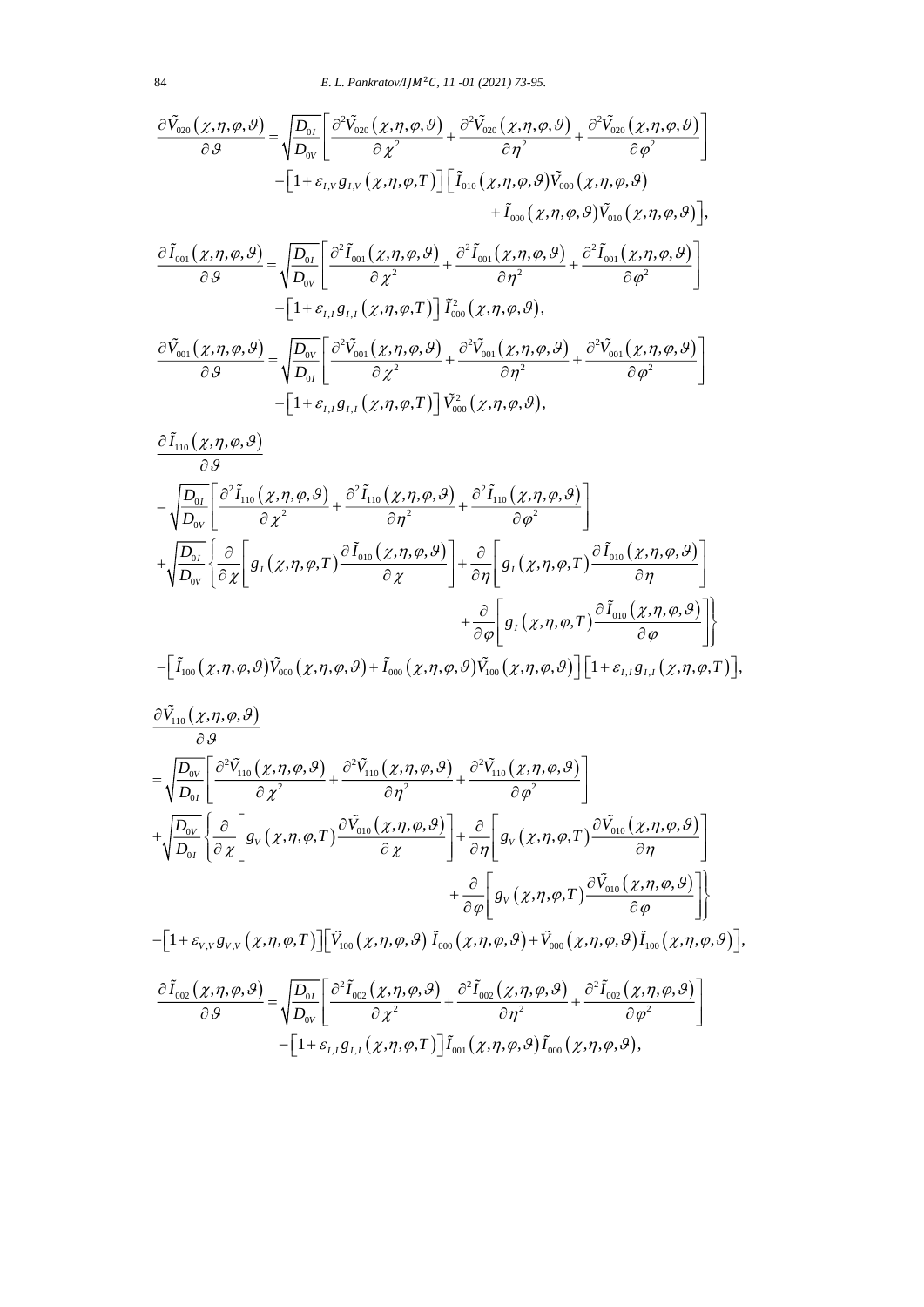$$\frac{\partial \tilde{V}_{020}(\chi,\eta,\varphi,\vartheta)}{\partial \vartheta}=\sqrt{\frac{D_{0I}}{D_{0V}}}\left[\frac{\partial^2 \tilde{V}_{020}(\chi,\eta,\varphi,\vartheta)}{\partial \chi^2}+\frac{\partial^2 \tilde{V}_{020}(\chi,\eta,\varphi,\vartheta)}{\partial \eta^2}+\frac{\partial^2 \tilde{V}_{020}(\chi,\eta,\varphi,\vartheta)}{\partial \varphi^2}\right]$$
$$-\left[1+\varepsilon_{I,V}g_{I,V}(\chi,\eta,\varphi,T)\right]\left[\tilde{I}_{010}(\chi,\eta,\varphi,\vartheta)\tilde{V}_{000}(\chi,\eta,\varphi,\vartheta)+\tilde{I}_{000}(\chi,\eta,\varphi,\vartheta)\tilde{V}_{010}(\chi,\eta,\varphi,\vartheta)\right],$$

$$\frac{\partial \tilde{I}_{001}(\chi,\eta,\varphi,\vartheta)}{\partial \vartheta}=\sqrt{\frac{D_{0I}}{D_{0V}}}\left[\frac{\partial^2 \tilde{I}_{001}(\chi,\eta,\varphi,\vartheta)}{\partial \chi^2}+\frac{\partial^2 \tilde{I}_{001}(\chi,\eta,\varphi,\vartheta)}{\partial \eta^2}+\frac{\partial^2 \tilde{I}_{001}(\chi,\eta,\varphi,\vartheta)}{\partial \varphi^2}\right]$$
$$-\left[1+\varepsilon_{I,I}g_{I,I}(\chi,\eta,\varphi,T)\right]\tilde{I}_{000}^2(\chi,\eta,\varphi,\vartheta),$$

$$\frac{\partial \tilde{V}_{001}(\chi,\eta,\varphi,\vartheta)}{\partial \vartheta}=\sqrt{\frac{D_{0V}}{D_{0I}}}\left[\frac{\partial^2 \tilde{V}_{001}(\chi,\eta,\varphi,\vartheta)}{\partial \chi^2}+\frac{\partial^2 \tilde{V}_{001}(\chi,\eta,\varphi,\vartheta)}{\partial \eta^2}+\frac{\partial^2 \tilde{V}_{001}(\chi,\eta,\varphi,\vartheta)}{\partial \varphi^2}\right]$$
$$-\left[1+\varepsilon_{I,I}g_{I,I}(\chi,\eta,\varphi,T)\right]\tilde{V}_{000}^2(\chi,\eta,\varphi,\vartheta),$$

$$\frac{\partial \tilde{I}_{110}(\chi,\eta,\varphi,\vartheta)}{\partial \vartheta}$$
$$=\sqrt{\frac{D_{0I}}{D_{0V}}}\left[\frac{\partial^2 \tilde{I}_{110}(\chi,\eta,\varphi,\vartheta)}{\partial \chi^2}+\frac{\partial^2 \tilde{I}_{110}(\chi,\eta,\varphi,\vartheta)}{\partial \eta^2}+\frac{\partial^2 \tilde{I}_{110}(\chi,\eta,\varphi,\vartheta)}{\partial \varphi^2}\right]$$
$$+\sqrt{\frac{D_{0I}}{D_{0V}}}\left\{\frac{\partial}{\partial \chi}\left[g_I(\chi,\eta,\varphi,T)\frac{\partial \tilde{I}_{010}(\chi,\eta,\varphi,\vartheta)}{\partial \chi}\right]+\frac{\partial}{\partial \eta}\left[g_I(\chi,\eta,\varphi,T)\frac{\partial \tilde{I}_{010}(\chi,\eta,\varphi,\vartheta)}{\partial \eta}\right]+\frac{\partial}{\partial \varphi}\left[g_I(\chi,\eta,\varphi,T)\frac{\partial \tilde{I}_{010}(\chi,\eta,\varphi,\vartheta)}{\partial \varphi}\right]\right\}$$
$$-\left[\tilde{I}_{100}(\chi,\eta,\varphi,\vartheta)\tilde{V}_{000}(\chi,\eta,\varphi,\vartheta)+\tilde{I}_{000}(\chi,\eta,\varphi,\vartheta)\tilde{V}_{100}(\chi,\eta,\varphi,\vartheta)\right]\left[1+\varepsilon_{I,I}g_{I,I}(\chi,\eta,\varphi,T)\right],$$

$$\frac{\partial \tilde{V}_{110}(\chi,\eta,\varphi,\vartheta)}{\partial \vartheta}$$
$$=\sqrt{\frac{D_{0V}}{D_{0I}}}\left[\frac{\partial^2 \tilde{V}_{110}(\chi,\eta,\varphi,\vartheta)}{\partial \chi^2}+\frac{\partial^2 \tilde{V}_{110}(\chi,\eta,\varphi,\vartheta)}{\partial \eta^2}+\frac{\partial^2 \tilde{V}_{110}(\chi,\eta,\varphi,\vartheta)}{\partial \varphi^2}\right]$$
$$+\sqrt{\frac{D_{0V}}{D_{0I}}}\left\{\frac{\partial}{\partial \chi}\left[g_V(\chi,\eta,\varphi,T)\frac{\partial \tilde{V}_{010}(\chi,\eta,\varphi,\vartheta)}{\partial \chi}\right]+\frac{\partial}{\partial \eta}\left[g_V(\chi,\eta,\varphi,T)\frac{\partial \tilde{V}_{010}(\chi,\eta,\varphi,\vartheta)}{\partial \eta}\right]+\frac{\partial}{\partial \varphi}\left[g_V(\chi,\eta,\varphi,T)\frac{\partial \tilde{V}_{010}(\chi,\eta,\varphi,\vartheta)}{\partial \varphi}\right]\right\}$$
$$-\left[1+\varepsilon_{V,V}g_{V,V}(\chi,\eta,\varphi,T)\right]\left[\tilde{V}_{100}(\chi,\eta,\varphi,\vartheta)\,\tilde{I}_{000}(\chi,\eta,\varphi,\vartheta)+\tilde{V}_{000}(\chi,\eta,\varphi,\vartheta)\tilde{I}_{100}(\chi,\eta,\varphi,\vartheta)\right],$$

$$\frac{\partial \tilde{I}_{002}(\chi,\eta,\varphi,\vartheta)}{\partial \vartheta}=\sqrt{\frac{D_{0I}}{D_{0V}}}\left[\frac{\partial^2 \tilde{I}_{002}(\chi,\eta,\varphi,\vartheta)}{\partial \chi^2}+\frac{\partial^2 \tilde{I}_{002}(\chi,\eta,\varphi,\vartheta)}{\partial \eta^2}+\frac{\partial^2 \tilde{I}_{002}(\chi,\eta,\varphi,\vartheta)}{\partial \varphi^2}\right]$$
$$-\left[1+\varepsilon_{I,I}g_{I,I}(\chi,\eta,\varphi,T)\right]\tilde{I}_{001}(\chi,\eta,\varphi,\vartheta)\tilde{I}_{000}(\chi,\eta,\varphi,\vartheta),$$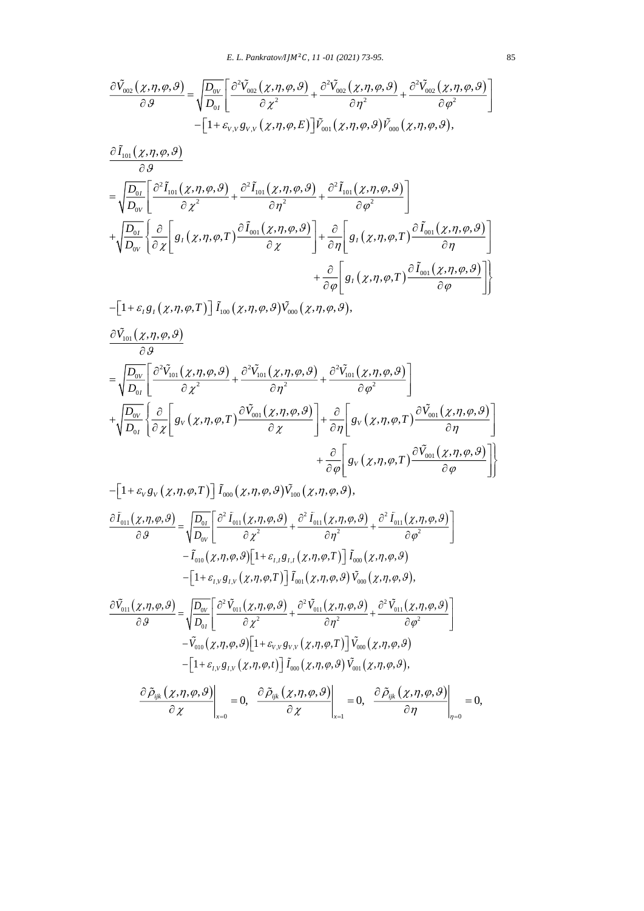$$\frac{\partial \tilde{V}_{002}(\chi,\eta,\varphi,\vartheta)}{\partial \vartheta} = \sqrt{\frac{D_{0V}}{D_{0I}}}\left[\frac{\partial^2 \tilde{V}_{002}(\chi,\eta,\varphi,\vartheta)}{\partial \chi^2} + \frac{\partial^2 \tilde{V}_{002}(\chi,\eta,\varphi,\vartheta)}{\partial \eta^2} + \frac{\partial^2 \tilde{V}_{002}(\chi,\eta,\varphi,\vartheta)}{\partial \varphi^2}\right] - \left[1+\varepsilon_{V,V}\, g_{V,V}(\chi,\eta,\varphi,E)\right]\tilde{V}_{001}(\chi,\eta,\varphi,\vartheta)\tilde{V}_{000}(\chi,\eta,\varphi,\vartheta),$$

$$\begin{aligned}
\frac{\partial \tilde{I}_{101}(\chi,\eta,\varphi,\vartheta)}{\partial \vartheta}
&= \sqrt{\frac{D_{0I}}{D_{0V}}}\left[\frac{\partial^2 \tilde{I}_{101}(\chi,\eta,\varphi,\vartheta)}{\partial \chi^2} + \frac{\partial^2 \tilde{I}_{101}(\chi,\eta,\varphi,\vartheta)}{\partial \eta^2} + \frac{\partial^2 \tilde{I}_{101}(\chi,\eta,\varphi,\vartheta)}{\partial \varphi^2}\right] \\
&+ \sqrt{\frac{D_{0I}}{D_{0V}}}\left\{\frac{\partial}{\partial \chi}\left[g_I(\chi,\eta,\varphi,T)\frac{\partial \tilde{I}_{001}(\chi,\eta,\varphi,\vartheta)}{\partial \chi}\right] + \frac{\partial}{\partial \eta}\left[g_I(\chi,\eta,\varphi,T)\frac{\partial \tilde{I}_{001}(\chi,\eta,\varphi,\vartheta)}{\partial \eta}\right] + \frac{\partial}{\partial \varphi}\left[g_I(\chi,\eta,\varphi,T)\frac{\partial \tilde{I}_{001}(\chi,\eta,\varphi,\vartheta)}{\partial \varphi}\right]\right\} \\
&- \left[1+\varepsilon_I\, g_I(\chi,\eta,\varphi,T)\right]\tilde{I}_{100}(\chi,\eta,\varphi,\vartheta)\tilde{V}_{000}(\chi,\eta,\varphi,\vartheta),
\end{aligned}$$

$$\begin{aligned}
\frac{\partial \tilde{V}_{101}(\chi,\eta,\varphi,\vartheta)}{\partial \vartheta}
&= \sqrt{\frac{D_{0V}}{D_{0I}}}\left[\frac{\partial^2 \tilde{V}_{101}(\chi,\eta,\varphi,\vartheta)}{\partial \chi^2} + \frac{\partial^2 \tilde{V}_{101}(\chi,\eta,\varphi,\vartheta)}{\partial \eta^2} + \frac{\partial^2 \tilde{V}_{101}(\chi,\eta,\varphi,\vartheta)}{\partial \varphi^2}\right] \\
&+ \sqrt{\frac{D_{0V}}{D_{0I}}}\left\{\frac{\partial}{\partial \chi}\left[g_V(\chi,\eta,\varphi,T)\frac{\partial \tilde{V}_{001}(\chi,\eta,\varphi,\vartheta)}{\partial \chi}\right] + \frac{\partial}{\partial \eta}\left[g_V(\chi,\eta,\varphi,T)\frac{\partial \tilde{V}_{001}(\chi,\eta,\varphi,\vartheta)}{\partial \eta}\right] + \frac{\partial}{\partial \varphi}\left[g_V(\chi,\eta,\varphi,T)\frac{\partial \tilde{V}_{001}(\chi,\eta,\varphi,\vartheta)}{\partial \varphi}\right]\right\} \\
&- \left[1+\varepsilon_V\, g_V(\chi,\eta,\varphi,T)\right]\tilde{I}_{000}(\chi,\eta,\varphi,\vartheta)\tilde{V}_{100}(\chi,\eta,\varphi,\vartheta),
\end{aligned}$$

$$\begin{aligned}
\frac{\partial \tilde{I}_{011}(\chi,\eta,\varphi,\vartheta)}{\partial \vartheta} &= \sqrt{\frac{D_{0I}}{D_{0V}}}\left[\frac{\partial^2 \tilde{I}_{011}(\chi,\eta,\varphi,\vartheta)}{\partial \chi^2} + \frac{\partial^2 \tilde{I}_{011}(\chi,\eta,\varphi,\vartheta)}{\partial \eta^2} + \frac{\partial^2 \tilde{I}_{011}(\chi,\eta,\varphi,\vartheta)}{\partial \varphi^2}\right] \\
&- \tilde{I}_{010}(\chi,\eta,\varphi,\vartheta)\left[1+\varepsilon_{I,I}\, g_{I,I}(\chi,\eta,\varphi,T)\right]\tilde{I}_{000}(\chi,\eta,\varphi,\vartheta) \\
&- \left[1+\varepsilon_{I,V}\, g_{I,V}(\chi,\eta,\varphi,T)\right]\tilde{I}_{001}(\chi,\eta,\varphi,\vartheta)\tilde{V}_{000}(\chi,\eta,\varphi,\vartheta),
\end{aligned}$$

$$\begin{aligned}
\frac{\partial \tilde{V}_{011}(\chi,\eta,\varphi,\vartheta)}{\partial \vartheta} &= \sqrt{\frac{D_{0V}}{D_{0I}}}\left[\frac{\partial^2 \tilde{V}_{011}(\chi,\eta,\varphi,\vartheta)}{\partial \chi^2} + \frac{\partial^2 \tilde{V}_{011}(\chi,\eta,\varphi,\vartheta)}{\partial \eta^2} + \frac{\partial^2 \tilde{V}_{011}(\chi,\eta,\varphi,\vartheta)}{\partial \varphi^2}\right] \\
&- \tilde{V}_{010}(\chi,\eta,\varphi,\vartheta)\left[1+\varepsilon_{V,V}\, g_{V,V}(\chi,\eta,\varphi,T)\right]\tilde{V}_{000}(\chi,\eta,\varphi,\vartheta) \\
&- \left[1+\varepsilon_{I,V}\, g_{I,V}(\chi,\eta,\varphi,t)\right]\tilde{I}_{000}(\chi,\eta,\varphi,\vartheta)\tilde{V}_{001}(\chi,\eta,\varphi,\vartheta),
\end{aligned}$$

$$\left.\frac{\partial \tilde{\rho}_{ijk}(\chi,\eta,\varphi,\vartheta)}{\partial \chi}\right|_{x=0} = 0,\quad \left.\frac{\partial \tilde{\rho}_{ijk}(\chi,\eta,\varphi,\vartheta)}{\partial \chi}\right|_{x=1} = 0,\quad \left.\frac{\partial \tilde{\rho}_{ijk}(\chi,\eta,\varphi,\vartheta)}{\partial \eta}\right|_{\eta=0} = 0,$$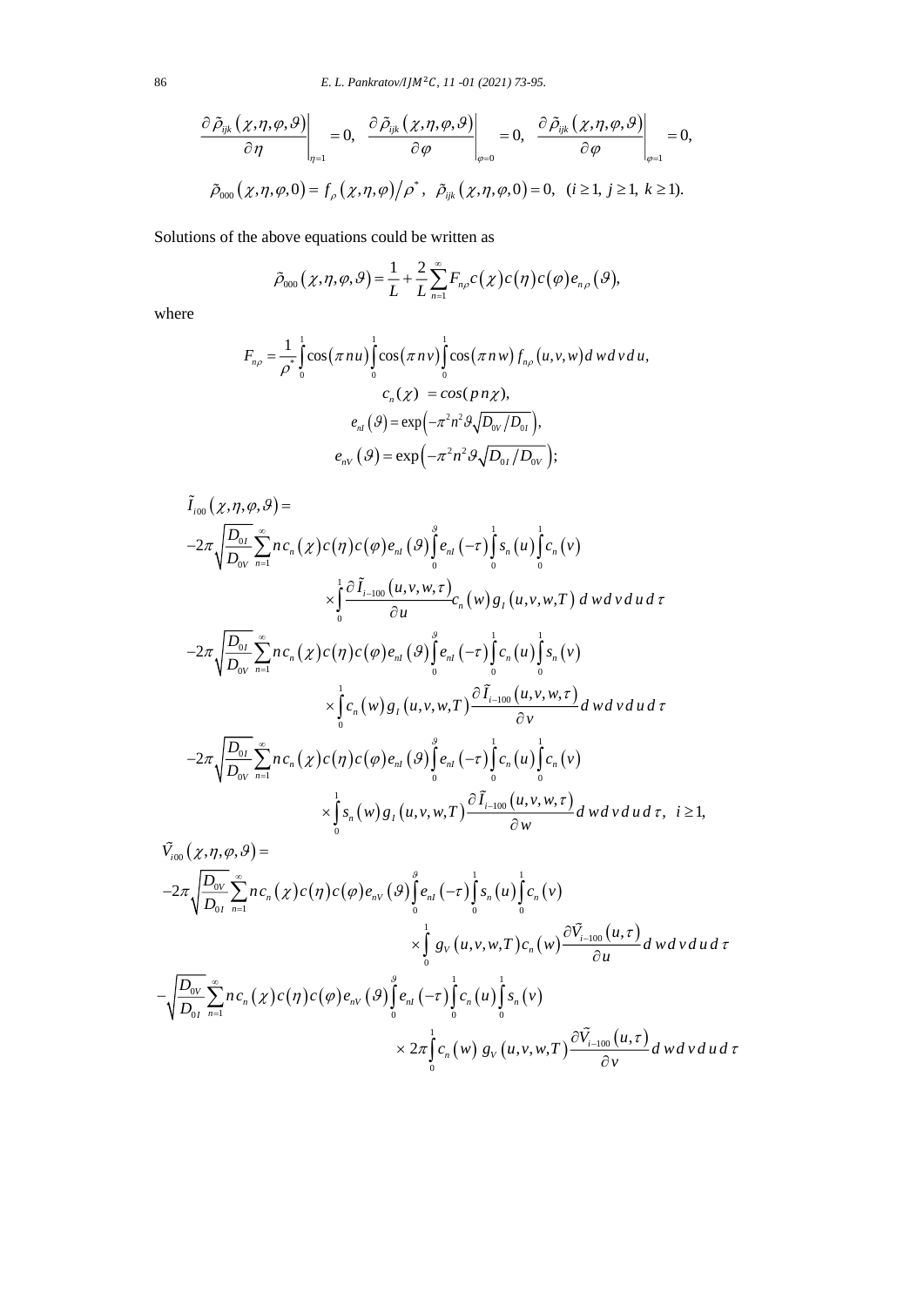$$\left.\frac{\partial\,\tilde{\rho}_{ijk}\left(\chi,\eta,\varphi,\vartheta\right)}{\partial\,\eta}\right|_{\eta=1}=0,\quad \left.\frac{\partial\,\tilde{\rho}_{ijk}\left(\chi,\eta,\varphi,\vartheta\right)}{\partial\,\varphi}\right|_{\varphi=0}=0,\quad \left.\frac{\partial\,\tilde{\rho}_{ijk}\left(\chi,\eta,\varphi,\vartheta\right)}{\partial\,\varphi}\right|_{\varphi=1}=0,$$

$$\tilde{\rho}_{000}\left(\chi,\eta,\varphi,0\right)=f_{\rho}\left(\chi,\eta,\varphi\right)/\rho^{*},\quad \tilde{\rho}_{ijk}\left(\chi,\eta,\varphi,0\right)=0,\quad (i\geq 1,\ j\geq 1,\ k\geq 1).$$

Solutions of the above equations could be written as

$$\tilde{\rho}_{000}\left(\chi,\eta,\varphi,\vartheta\right)=\frac{1}{L}+\frac{2}{L}\sum_{n=1}^{\infty}F_{n\rho}\,c\left(\chi\right)c\left(\eta\right)c\left(\varphi\right)e_{n\rho}\left(\vartheta\right),$$

where

$$F_{n\rho}=\frac{1}{\rho^{*}}\int_{0}^{1}\cos\left(\pi\,n\,u\right)\int_{0}^{1}\cos\left(\pi\,n\,v\right)\int_{0}^{1}\cos\left(\pi\,n\,w\right)f_{n\rho}\left(u,v,w\right)d\,w\,d\,v\,d\,u,$$

$$c_{n}(\chi)\;=\cos(p\,n\chi),$$

$$e_{nI}\left(\vartheta\right)=\exp\left(-\pi^{2}n^{2}\vartheta\sqrt{D_{0V}/D_{0I}}\right),$$

$$e_{nV}\left(\vartheta\right)=\exp\left(-\pi^{2}n^{2}\vartheta\sqrt{D_{0I}/D_{0V}}\right);$$

$$\begin{aligned}
&\tilde{I}_{i00}\left(\chi,\eta,\varphi,\vartheta\right)=\\
&-2\pi\sqrt{\frac{D_{0I}}{D_{0V}}}\sum_{n=1}^{\infty}n\,c_{n}\left(\chi\right)c\left(\eta\right)c\left(\varphi\right)e_{nI}\left(\vartheta\right)\int_{0}^{\vartheta}e_{nI}\left(-\tau\right)\int_{0}^{1}s_{n}\left(u\right)\int_{0}^{1}c_{n}\left(v\right)\\
&\qquad\times\int_{0}^{1}\frac{\partial\,\tilde{I}_{i-100}\left(u,v,\tau\right)}{\partial\,u}c_{n}\left(w\right)g_{I}\left(u,v,w,T\right)\,d\,w\,d\,v\,d\,u\,d\,\tau\\
&-2\pi\sqrt{\frac{D_{0I}}{D_{0V}}}\sum_{n=1}^{\infty}n\,c_{n}\left(\chi\right)c\left(\eta\right)c\left(\varphi\right)e_{nI}\left(\vartheta\right)\int_{0}^{\vartheta}e_{nI}\left(-\tau\right)\int_{0}^{1}c_{n}\left(u\right)\int_{0}^{1}s_{n}\left(v\right)\\
&\qquad\times\int_{0}^{1}c_{n}\left(w\right)g_{I}\left(u,v,w,T\right)\frac{\partial\,\tilde{I}_{i-100}\left(u,v,w,\tau\right)}{\partial\,v}d\,w\,d\,v\,d\,u\,d\,\tau\\
&-2\pi\sqrt{\frac{D_{0I}}{D_{0V}}}\sum_{n=1}^{\infty}n\,c_{n}\left(\chi\right)c\left(\eta\right)c\left(\varphi\right)e_{nI}\left(\vartheta\right)\int_{0}^{\vartheta}e_{nI}\left(-\tau\right)\int_{0}^{1}c_{n}\left(u\right)\int_{0}^{1}c_{n}\left(v\right)\\
&\qquad\times\int_{0}^{1}s_{n}\left(w\right)g_{I}\left(u,v,w,T\right)\frac{\partial\,\tilde{I}_{i-100}\left(u,v,w,\tau\right)}{\partial\,w}d\,w\,d\,v\,d\,u\,d\,\tau,\quad i\geq 1,
\end{aligned}$$

$$\begin{aligned}
&\tilde{V}_{i00}\left(\chi,\eta,\varphi,\vartheta\right)=\\
&-2\pi\sqrt{\frac{D_{0V}}{D_{0I}}}\sum_{n=1}^{\infty}n\,c_{n}\left(\chi\right)c(\eta)c(\varphi)e_{nV}\left(\vartheta\right)\int_{0}^{\vartheta}e_{nI}\left(-\tau\right)\int_{0}^{1}s_{n}\left(u\right)\int_{0}^{1}c_{n}\left(v\right)\\
&\qquad\times\int_{0}^{1}g_{V}\left(u,v,w,T\right)c_{n}\left(w\right)\frac{\partial\tilde{V}_{i-100}\left(u,\tau\right)}{\partial u}d\,w\,d\,v\,d\,u\,d\,\tau\\
&-\sqrt{\frac{D_{0V}}{D_{0I}}}\sum_{n=1}^{\infty}n\,c_{n}\left(\chi\right)c\left(\eta\right)c\left(\varphi\right)e_{nV}\left(\vartheta\right)\int_{0}^{\vartheta}e_{nI}\left(-\tau\right)\int_{0}^{1}c_{n}\left(u\right)\int_{0}^{1}s_{n}\left(v\right)\\
&\qquad\times 2\pi\int_{0}^{1}c_{n}\left(w\right)\,g_{V}\left(u,v,w,T\right)\frac{\partial\tilde{V}_{i-100}\left(u,\tau\right)}{\partial\,v}d\,w\,d\,v\,d\,u\,d\,\tau
\end{aligned}$$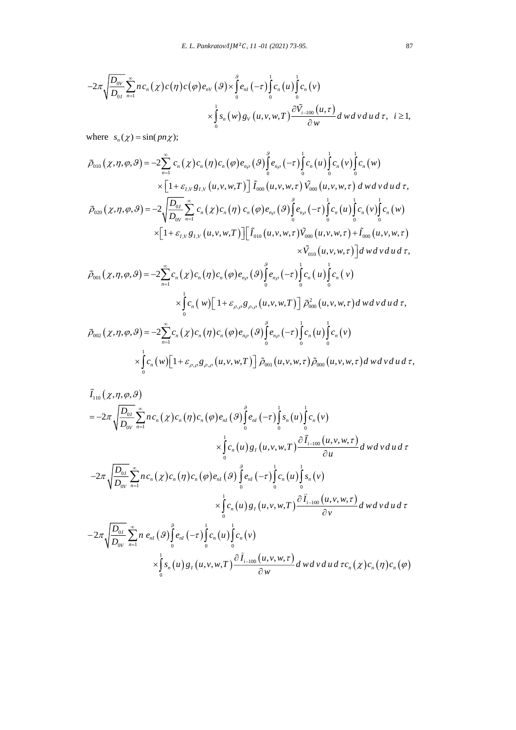$$-2\pi\sqrt{\frac{D_{0V}}{D_{0I}}}\sum_{n=1}^{\infty} n\,c_n(\chi)\,c(\eta)\,c(\varphi)\,e_{nV}(\vartheta)\times\int_0^{\vartheta} e_{nI}(-\tau)\int_0^1 c_n(u)\int_0^1 c_n(v)$$

$$\times\int_0^1 s_n(w)\,g_V(u,v,w,T)\,\frac{\partial \tilde{V}_{i-100}(u,\tau)}{\partial w}\,d\,w\,d\,v\,d\,u\,d\,\tau,\;\; i\geq 1,$$

where $s_n(\chi) = \sin(pn\chi)$;

$$\tilde{\rho}_{010}(\chi,\eta,\varphi,\vartheta) = -2\sum_{n=1}^{\infty} c_n(\chi)\,c_n(\eta)\,c_n(\varphi)\,e_{n\rho}(\vartheta)\int_0^{\vartheta} e_{n\rho}(-\tau)\int_0^1 c_n(u)\int_0^1 c_n(v)\int_0^1 c_n(w)$$

$$\times\left[1+\varepsilon_{I,V}\,g_{I,V}(u,v,w,T)\right]\tilde{I}_{000}(u,v,w,\tau)\,\tilde{V}_{000}(u,v,w,\tau)\,d\,w\,d\,v\,d\,u\,d\,\tau,$$

$$\tilde{\rho}_{020}(\chi,\eta,\varphi,\vartheta) = -2\sqrt{\frac{D_{0I}}{D_{0V}}}\sum_{n=1}^{\infty} c_n(\chi)\,c_n(\eta)\,c_n(\varphi)\,e_{n\rho}(\vartheta)\int_0^{\vartheta} e_{n\rho}(-\tau)\int_0^1 c_n(u)\int_0^1 c_n(v)\int_0^1 c_n(w)$$

$$\times\left[1+\varepsilon_{I,V}\,g_{I,V}(u,v,w,T)\right]\Big[\tilde{I}_{010}(u,v,w,\tau)\,\tilde{V}_{000}(u,v,w,\tau)+\tilde{I}_{000}(u,v,w,\tau)$$

$$\times\tilde{V}_{010}(u,v,w,\tau)\Big]d\,w\,d\,v\,d\,u\,d\,\tau,$$

$$\tilde{\rho}_{001}(\chi,\eta,\varphi,\vartheta) = -2\sum_{n=1}^{\infty} c_n(\chi)\,c_n(\eta)\,c_n(\varphi)\,e_{n\rho}(\vartheta)\int_0^{\vartheta} e_{n\rho}(-\tau)\int_0^1 c_n(u)\int_0^1 c_n(v)$$

$$\times\int_0^1 c_n(w)\left[1+\varepsilon_{\rho,\rho}\,g_{\rho,\rho}(u,v,w,T)\right]\tilde{\rho}_{000}^2(u,v,w,\tau)\,d\,w\,d\,v\,d\,u\,d\,\tau,$$

$$\tilde{\rho}_{002}(\chi,\eta,\varphi,\vartheta) = -2\sum_{n=1}^{\infty} c_n(\chi)\,c_n(\eta)\,c_n(\varphi)\,e_{n\rho}(\vartheta)\int_0^{\vartheta} e_{n\rho}(-\tau)\int_0^1 c_n(u)\int_0^1 c_n(v)$$

$$\times\int_0^1 c_n(w)\left[1+\varepsilon_{\rho,\rho}\,g_{\rho,\rho}(u,v,w,T)\right]\tilde{\rho}_{001}(u,v,w,\tau)\,\tilde{\rho}_{000}(u,v,w,\tau)\,d\,w\,d\,v\,d\,u\,d\,\tau,$$

$$\tilde{I}_{110}(\chi,\eta,\varphi,\vartheta)$$

$$= -2\pi\sqrt{\frac{D_{0I}}{D_{0V}}}\sum_{n=1}^{\infty} n\,c_n(\chi)\,c_n(\eta)\,c_n(\varphi)\,e_{nI}(\vartheta)\int_0^{\vartheta} e_{nI}(-\tau)\int_0^1 s_n(u)\int_0^1 c_n(v)$$

$$\times\int_0^1 c_n(u)\,g_I(u,v,w,T)\,\frac{\partial \tilde{I}_{i-100}(u,v,w,\tau)}{\partial u}\,d\,w\,d\,v\,d\,u\,d\,\tau$$

$$-2\pi\sqrt{\frac{D_{0I}}{D_{0V}}}\sum_{n=1}^{\infty} n\,c_n(\chi)\,c_n(\eta)\,c_n(\varphi)\,e_{nI}(\vartheta)\int_0^{\vartheta} e_{nI}(-\tau)\int_0^1 c_n(u)\int_0^1 s_n(v)$$

$$\times\int_0^1 c_n(u)\,g_I(u,v,w,T)\,\frac{\partial \tilde{I}_{i-100}(u,v,w,\tau)}{\partial v}\,d\,w\,d\,v\,d\,u\,d\,\tau$$

$$-2\pi\sqrt{\frac{D_{0I}}{D_{0V}}}\sum_{n=1}^{\infty} n\,e_{nI}(\vartheta)\int_0^{\vartheta} e_{nI}(-\tau)\int_0^1 c_n(u)\int_0^1 c_n(v)$$

$$\times\int_0^1 s_n(u)\,g_I(u,v,w,T)\,\frac{\partial \tilde{I}_{i-100}(u,v,w,\tau)}{\partial w}\,d\,w\,d\,v\,d\,u\,d\,\tau\,c_n(\chi)\,c_n(\eta)\,c_n(\varphi)$$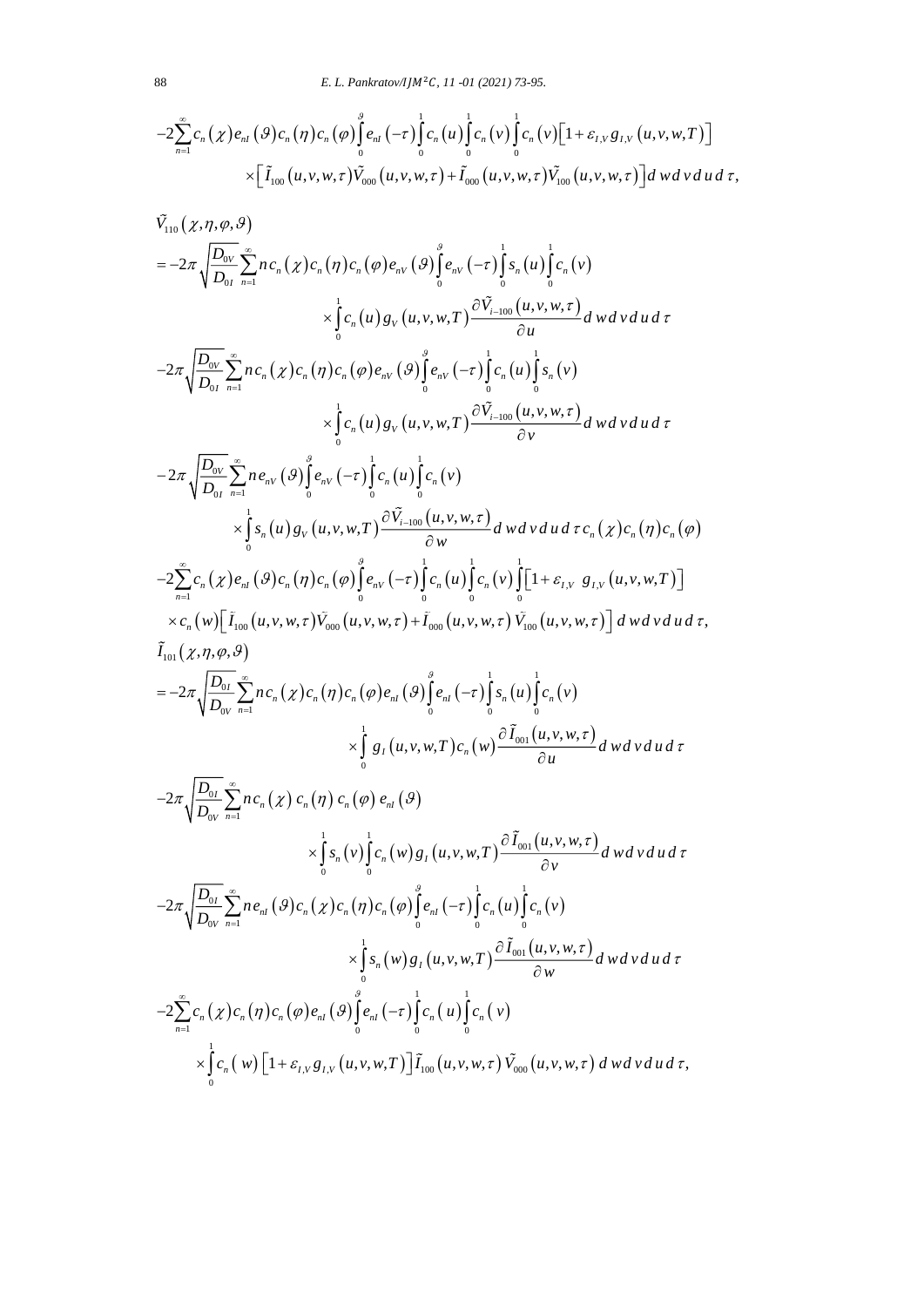$$
-2\sum_{n=1}^{\infty} c_n(\chi) e_{nI}(\vartheta) c_n(\eta) c_n(\varphi) \int_0^{\vartheta} e_{nI}(-\tau) \int_0^1 c_n(u) \int_0^1 c_n(v) \int_0^1 c_n(v) \left[1+\varepsilon_{I,V} g_{I,V}(u,v,w,T)\right]
$$

$$
\times \left[\tilde{I}_{100}(u,v,w,\tau)\tilde{V}_{000}(u,v,w,\tau)+\tilde{I}_{000}(u,v,w,\tau)\tilde{V}_{100}(u,v,w,\tau)\right] d\,w\,d\,v\,d\,u\,d\,\tau,
$$

$$
\tilde{V}_{110}(\chi,\eta,\varphi,\vartheta)
$$

$$
= -2\pi \sqrt{\frac{D_{0V}}{D_{0I}}} \sum_{n=1}^{\infty} n\, c_n(\chi) c_n(\eta) c_n(\varphi) e_{nV}(\vartheta) \int_0^{\vartheta} e_{nV}(-\tau) \int_0^1 s_n(u) \int_0^1 c_n(v)
$$

$$
\times \int_0^1 c_n(u) g_V(u,v,w,T) \frac{\partial \tilde{V}_{i-100}(u,v,w,\tau)}{\partial u} d\,w\,d\,v\,d\,u\,d\,\tau
$$

$$
-2\pi \sqrt{\frac{D_{0V}}{D_{0I}}} \sum_{n=1}^{\infty} n\, c_n(\chi) c_n(\eta) c_n(\varphi) e_{nV}(\vartheta) \int_0^{\vartheta} e_{nV}(-\tau) \int_0^1 c_n(u) \int_0^1 s_n(v)
$$

$$
\times \int_0^1 c_n(u) g_V(u,v,w,T) \frac{\partial \tilde{V}_{i-100}(u,v,w,\tau)}{\partial v} d\,w\,d\,v\,d\,u\,d\,\tau
$$

$$
-2\pi \sqrt{\frac{D_{0V}}{D_{0I}}} \sum_{n=1}^{\infty} n\, e_{nV}(\vartheta) \int_0^{\vartheta} e_{nV}(-\tau) \int_0^1 c_n(u) \int_0^1 c_n(v)
$$

$$
\times \int_0^1 s_n(u) g_V(u,v,w,T) \frac{\partial \tilde{V}_{i-100}(u,v,w,\tau)}{\partial w} d\,w\,d\,v\,d\,u\,d\,\tau\, c_n(\chi) c_n(\eta) c_n(\varphi)
$$

$$
-2\sum_{n=1}^{\infty} c_n(\chi) e_{nI}(\vartheta) c_n(\eta) c_n(\varphi) \int_0^{\vartheta} e_{nV}(-\tau) \int_0^1 c_n(u) \int_0^1 c_n(v) \int_0^1 \left[1+\varepsilon_{I,V}\; g_{I,V}(u,v,w,T)\right]
$$

$$
\times c_n(w) \left[\tilde{I}_{100}(u,v,w,\tau)\tilde{V}_{000}(u,v,w,\tau)+\tilde{I}_{000}(u,v,w,\tau)\,\tilde{V}_{100}(u,v,w,\tau)\right] d\,w\,d\,v\,d\,u\,d\,\tau,
$$

$$
\tilde{I}_{101}(\chi,\eta,\varphi,\vartheta)
$$

$$
= -2\pi \sqrt{\frac{D_{0I}}{D_{0V}}} \sum_{n=1}^{\infty} n\, c_n(\chi) c_n(\eta) c_n(\varphi) e_{nI}(\vartheta) \int_0^{\vartheta} e_{nI}(-\tau) \int_0^1 s_n(u) \int_0^1 c_n(v)
$$

$$
\times \int_0^1 g_I(u,v,w,T) c_n(w) \frac{\partial \tilde{I}_{001}(u,v,w,\tau)}{\partial u} d\,w\,d\,v\,d\,u\,d\,\tau
$$

$$
-2\pi \sqrt{\frac{D_{0I}}{D_{0V}}} \sum_{n=1}^{\infty} n\, c_n(\chi)\, c_n(\eta)\, c_n(\varphi)\, e_{nI}(\vartheta)
$$

$$
\times \int_0^1 s_n(v) \int_0^1 c_n(w) g_I(u,v,w,T) \frac{\partial \tilde{I}_{001}(u,v,w,\tau)}{\partial v} d\,w\,d\,v\,d\,u\,d\,\tau
$$

$$
-2\pi \sqrt{\frac{D_{0I}}{D_{0V}}} \sum_{n=1}^{\infty} n\, e_{nI}(\vartheta) c_n(\chi) c_n(\eta) c_n(\varphi) \int_0^{\vartheta} e_{nI}(-\tau) \int_0^1 c_n(u) \int_0^1 c_n(v)
$$

$$
\times \int_0^1 s_n(w) g_I(u,v,w,T) \frac{\partial \tilde{I}_{001}(u,v,w,\tau)}{\partial w} d\,w\,d\,v\,d\,u\,d\,\tau
$$

$$
-2\sum_{n=1}^{\infty} c_n(\chi) c_n(\eta) c_n(\varphi) e_{nI}(\vartheta) \int_0^{\vartheta} e_{nI}(-\tau) \int_0^1 c_n(u) \int_0^1 c_n(v)
$$

$$
\times \int_0^1 c_n(w) \left[1+\varepsilon_{I,V} g_{I,V}(u,v,w,T)\right] \tilde{I}_{100}(u,v,w,\tau)\, \tilde{V}_{000}(u,v,w,\tau)\, d\,w\,d\,v\,d\,u\,d\,\tau,
$$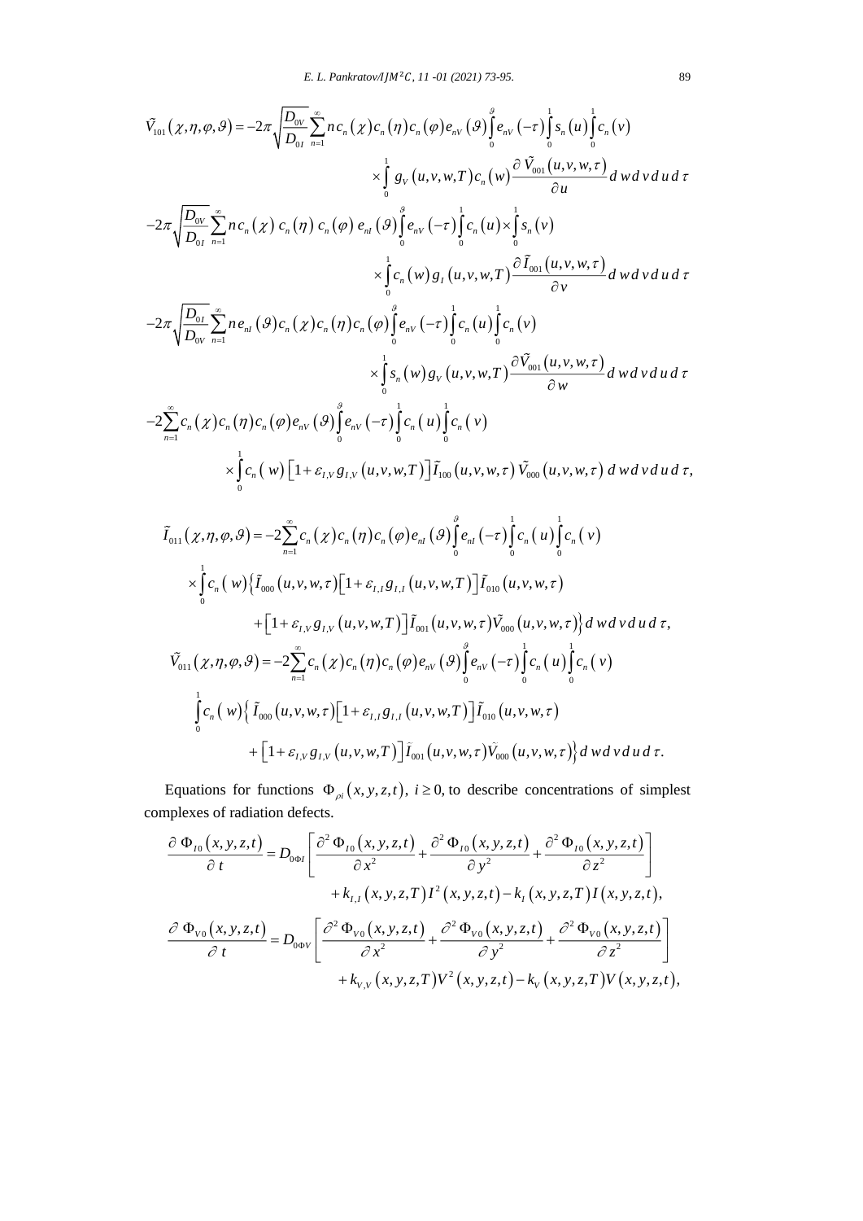$$\tilde{V}_{101}(\chi,\eta,\varphi,\vartheta) = -2\pi\sqrt{\frac{D_{0V}}{D_{0I}}}\sum_{n=1}^{\infty} n\, c_n(\chi)\, c_n(\eta)\, c_n(\varphi)\, e_{nV}(\vartheta)\int_0^{\vartheta} e_{nV}(-\tau)\int_0^1 s_n(u)\int_0^1 c_n(v)$$

$$\times\int_0^1 g_V(u,v,w,T)\, c_n(w)\frac{\partial \tilde{V}_{001}(u,v,w,\tau)}{\partial u}\, d\,w\, d\,v\, d\,u\, d\,\tau$$

$$-2\pi\sqrt{\frac{D_{0V}}{D_{0I}}}\sum_{n=1}^{\infty} n\, c_n(\chi)\, c_n(\eta)\, c_n(\varphi)\, e_{nI}(\vartheta)\int_0^{\vartheta} e_{nV}(-\tau)\int_0^1 c_n(u)\times\int_0^1 s_n(v)$$

$$\times\int_0^1 c_n(w)\, g_I(u,v,w,T)\frac{\partial \tilde{I}_{001}(u,v,w,\tau)}{\partial v}\, d\,w\, d\,v\, d\,u\, d\,\tau$$

$$-2\pi\sqrt{\frac{D_{0I}}{D_{0V}}}\sum_{n=1}^{\infty} n\, e_{nI}(\vartheta)\, c_n(\chi)\, c_n(\eta)\, c_n(\varphi)\int_0^{\vartheta} e_{nV}(-\tau)\int_0^1 c_n(u)\int_0^1 c_n(v)$$

$$\times\int_0^1 s_n(w)\, g_V(u,v,w,T)\frac{\partial \tilde{V}_{001}(u,v,w,\tau)}{\partial w}\, d\,w\, d\,v\, d\,u\, d\,\tau$$

$$-2\sum_{n=1}^{\infty} c_n(\chi)\, c_n(\eta)\, c_n(\varphi)\, e_{nV}(\vartheta)\int_0^{\vartheta} e_{nV}(-\tau)\int_0^1 c_n(u)\int_0^1 c_n(v)$$

$$\times\int_0^1 c_n(w)\left[1+\varepsilon_{I,V}\, g_{I,V}(u,v,w,T)\right]\tilde{I}_{100}(u,v,w,\tau)\,\tilde{V}_{000}(u,v,w,\tau)\, d\,w\, d\,v\, d\,u\, d\,\tau,$$

$$\tilde{I}_{011}(\chi,\eta,\varphi,\vartheta) = -2\sum_{n=1}^{\infty} c_n(\chi)\, c_n(\eta)\, c_n(\varphi)\, e_{nI}(\vartheta)\int_0^{\vartheta} e_{nI}(-\tau)\int_0^1 c_n(u)\int_0^1 c_n(v)$$

$$\times\int_0^1 c_n(w)\left\{\tilde{I}_{000}(u,v,w,\tau)\left[1+\varepsilon_{I,I}\, g_{I,I}(u,v,w,T)\right]\tilde{I}_{010}(u,v,w,\tau)\right.$$

$$\left.+\left[1+\varepsilon_{I,V}\, g_{I,V}(u,v,w,T)\right]\tilde{I}_{001}(u,v,w,\tau)\tilde{V}_{000}(u,v,w,\tau)\right\} d\,w\, d\,v\, d\,u\, d\,\tau,$$

$$\tilde{V}_{011}(\chi,\eta,\varphi,\vartheta) = -2\sum_{n=1}^{\infty} c_n(\chi)\, c_n(\eta)\, c_n(\varphi)\, e_{nV}(\vartheta)\int_0^{\vartheta} e_{nV}(-\tau)\int_0^1 c_n(u)\int_0^1 c_n(v)$$

$$\int_0^1 c_n(w)\left\{\tilde{I}_{000}(u,v,w,\tau)\left[1+\varepsilon_{I,I}\, g_{I,I}(u,v,w,T)\right]\tilde{I}_{010}(u,v,w,\tau)\right.$$

$$\left.+\left[1+\varepsilon_{I,V}\, g_{I,V}(u,v,w,T)\right]\tilde{I}_{001}(u,v,w,\tau)\tilde{V}_{000}(u,v,w,\tau)\right\} d\,w\, d\,v\, d\,u\, d\,\tau.$$

Equations for functions $\Phi_{\rho i}(x,y,z,t)$, $i \ge 0$, to describe concentrations of simplest complexes of radiation defects.

$$\frac{\partial \Phi_{I0}(x,y,z,t)}{\partial t} = D_{0\Phi I}\left[\frac{\partial^2 \Phi_{I0}(x,y,z,t)}{\partial x^2}+\frac{\partial^2 \Phi_{I0}(x,y,z,t)}{\partial y^2}+\frac{\partial^2 \Phi_{I0}(x,y,z,t)}{\partial z^2}\right]$$

$$+k_{I,I}(x,y,z,T)\, I^2(x,y,z,t) - k_I(x,y,z,T)\, I(x,y,z,t),$$

$$\frac{\partial \Phi_{V0}(x,y,z,t)}{\partial t} = D_{0\Phi V}\left[\frac{\partial^2 \Phi_{V0}(x,y,z,t)}{\partial x^2}+\frac{\partial^2 \Phi_{V0}(x,y,z,t)}{\partial y^2}+\frac{\partial^2 \Phi_{V0}(x,y,z,t)}{\partial z^2}\right]$$

$$+k_{V,V}(x,y,z,T)\, V^2(x,y,z,t) - k_V(x,y,z,T)\, V(x,y,z,t),$$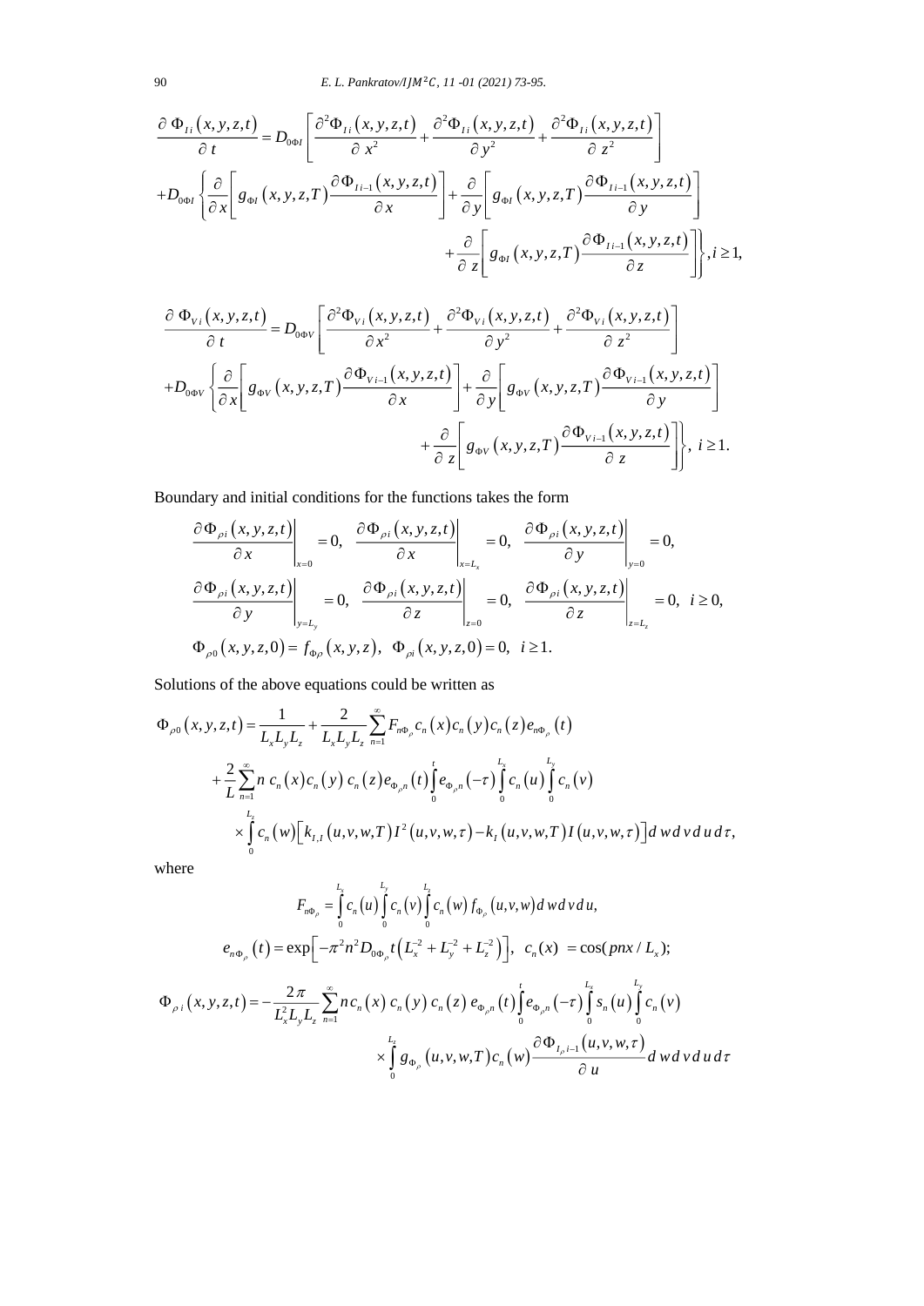$$\frac{\partial \Phi_{Ii}(x,y,z,t)}{\partial t} = D_{0\Phi I}\left[\frac{\partial^2 \Phi_{Ii}(x,y,z,t)}{\partial x^2} + \frac{\partial^2 \Phi_{Ii}(x,y,z,t)}{\partial y^2} + \frac{\partial^2 \Phi_{Ii}(x,y,z,t)}{\partial z^2}\right]$$
$$+ D_{0\Phi I}\left\{\frac{\partial}{\partial x}\left[g_{\Phi I}(x,y,z,T)\frac{\partial \Phi_{Ii-1}(x,y,z,t)}{\partial x}\right] + \frac{\partial}{\partial y}\left[g_{\Phi I}(x,y,z,T)\frac{\partial \Phi_{Ii-1}(x,y,z,t)}{\partial y}\right]\right.$$
$$\left. + \frac{\partial}{\partial z}\left[g_{\Phi I}(x,y,z,T)\frac{\partial \Phi_{Ii-1}(x,y,z,t)}{\partial z}\right]\right\}, i \ge 1,$$

$$\frac{\partial \Phi_{Vi}(x,y,z,t)}{\partial t} = D_{0\Phi V}\left[\frac{\partial^2 \Phi_{Vi}(x,y,z,t)}{\partial x^2} + \frac{\partial^2 \Phi_{Vi}(x,y,z,t)}{\partial y^2} + \frac{\partial^2 \Phi_{Vi}(x,y,z,t)}{\partial z^2}\right]$$
$$+ D_{0\Phi V}\left\{\frac{\partial}{\partial x}\left[g_{\Phi V}(x,y,z,T)\frac{\partial \Phi_{Vi-1}(x,y,z,t)}{\partial x}\right] + \frac{\partial}{\partial y}\left[g_{\Phi V}(x,y,z,T)\frac{\partial \Phi_{Vi-1}(x,y,z,t)}{\partial y}\right]\right.$$
$$\left. + \frac{\partial}{\partial z}\left[g_{\Phi V}(x,y,z,T)\frac{\partial \Phi_{Vi-1}(x,y,z,t)}{\partial z}\right]\right\}, \ i \ge 1.$$

Boundary and initial conditions for the functions takes the form

$$\left.\frac{\partial \Phi_{\rho i}(x,y,z,t)}{\partial x}\right|_{x=0} = 0, \quad \left.\frac{\partial \Phi_{\rho i}(x,y,z,t)}{\partial x}\right|_{x=L_x} = 0, \quad \left.\frac{\partial \Phi_{\rho i}(x,y,z,t)}{\partial y}\right|_{y=0} = 0,$$
$$\left.\frac{\partial \Phi_{\rho i}(x,y,z,t)}{\partial y}\right|_{y=L_y} = 0, \quad \left.\frac{\partial \Phi_{\rho i}(x,y,z,t)}{\partial z}\right|_{z=0} = 0, \quad \left.\frac{\partial \Phi_{\rho i}(x,y,z,t)}{\partial z}\right|_{z=L_z} = 0, \ i \ge 0,$$
$$\Phi_{\rho 0}(x,y,z,0) = f_{\Phi\rho}(x,y,z), \quad \Phi_{\rho i}(x,y,z,0) = 0, \ i \ge 1.$$

Solutions of the above equations could be written as

$$\Phi_{\rho 0}(x,y,z,t) = \frac{1}{L_x L_y L_z} + \frac{2}{L_x L_y L_z}\sum_{n=1}^{\infty} F_{n\Phi_\rho} c_n(x) c_n(y) c_n(z) e_{n\Phi_\rho}(t)$$
$$+ \frac{2}{L}\sum_{n=1}^{\infty} n\, c_n(x) c_n(y)\, c_n(z) e_{\Phi_\rho n}(t)\int_0^t e_{\Phi_\rho n}(-\tau)\int_0^{L_x} c_n(u)\int_0^{L_y} c_n(v)$$
$$\times \int_0^{L_z} c_n(w)\left[k_{I,I}(u,v,w,T) I^2(u,v,w,\tau) - k_I(u,v,w,T) I(u,v,w,\tau)\right] d\,w\,d\,v\,d\,u\,d\,\tau,$$

where

$$F_{n\Phi_\rho} = \int_0^{L_x} c_n(u)\int_0^{L_y} c_n(v)\int_0^{L_z} c_n(w) f_{\Phi_\rho}(u,v,w)\, d\,w\,d\,v\,d\,u,$$
$$e_{n\Phi_\rho}(t) = \exp\left[-\pi^2 n^2 D_{0\Phi_\rho} t\left(L_x^{-2} + L_y^{-2} + L_z^{-2}\right)\right], \quad c_n(x) = \cos(pnx/L_x);$$

$$\Phi_{\rho i}(x,y,z,t) = -\frac{2\pi}{L_x^2 L_y L_z}\sum_{n=1}^{\infty} n\, c_n(x)\, c_n(y)\, c_n(z)\, e_{\Phi_\rho n}(t)\int_0^t e_{\Phi_\rho n}(-\tau)\int_0^{L_x} s_n(u)\int_0^{L_y} c_n(v)$$
$$\times \int_0^{L_z} g_{\Phi_\rho}(u,v,w,T) c_n(w)\frac{\partial \Phi_{I_\rho i-1}(u,v,w,\tau)}{\partial u}\, d\,w\,d\,v\,d\,u\,d\,\tau$$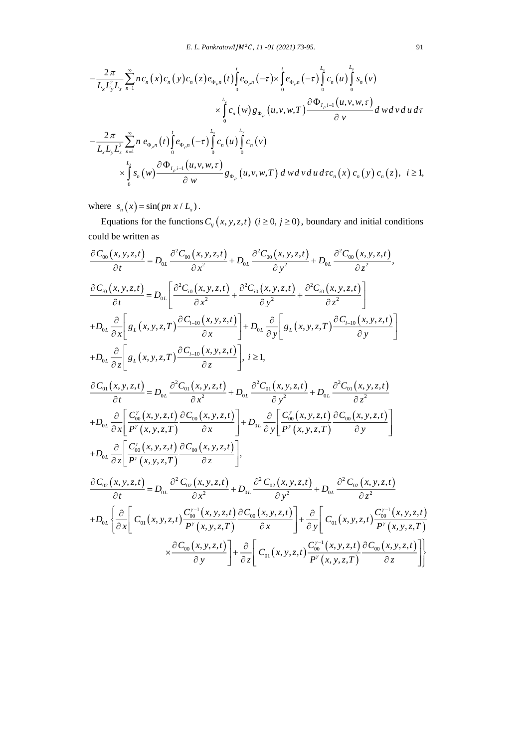$$
-\frac{2\pi}{L_x L_y^2 L_z}\sum_{n=1}^{\infty} n c_n(x) c_n(y) c_n(z) e_{\Phi_\rho n}(t)\int_0^t e_{\Phi_\rho n}(-\tau)\times\int_0^t e_{\Phi_\rho n}(-\tau)\int_0^{L_x} c_n(u)\int_0^{L_y} s_n(v)
$$

$$
\times\int_0^{L_z} c_n(w) g_{\Phi_\rho}(u,v,w,T)\frac{\partial \Phi_{I_\rho i-1}(u,v,w,\tau)}{\partial v} d\,w\,d\,v\,d\,u\,d\tau
$$

$$
-\frac{2\pi}{L_x L_y L_z^2}\sum_{n=1}^{\infty} n\, e_{\Phi_\rho n}(t)\int_0^t e_{\Phi_\rho n}(-\tau)\int_0^{L_x} c_n(u)\int_0^{L_y} c_n(v)
$$

$$
\times\int_0^{L_z} s_n(w)\frac{\partial \Phi_{I_\rho i-1}(u,v,w,\tau)}{\partial w} g_{\Phi_\rho}(u,v,w,T)\, d\,w\,d\,v\,d\,u\,d\tau c_n(x)\, c_n(y)\, c_n(z),\ \ i\ge 1,
$$

where $s_n(x)=\sin(pn\,x/L_x)$.

Equations for the functions $C_{ij}(x,y,z,t)$ $(i\ge 0,\ j\ge 0)$, boundary and initial conditions could be written as

$$
\frac{\partial C_{00}(x,y,z,t)}{\partial t}=D_{0L}\frac{\partial^2 C_{00}(x,y,z,t)}{\partial x^2}+D_{0L}\frac{\partial^2 C_{00}(x,y,z,t)}{\partial y^2}+D_{0L}\frac{\partial^2 C_{00}(x,y,z,t)}{\partial z^2},
$$

$$
\frac{\partial C_{i0}(x,y,z,t)}{\partial t}=D_{0L}\left[\frac{\partial^2 C_{i0}(x,y,z,t)}{\partial x^2}+\frac{\partial^2 C_{i0}(x,y,z,t)}{\partial y^2}+\frac{\partial^2 C_{i0}(x,y,z,t)}{\partial z^2}\right]
$$

$$
+D_{0L}\frac{\partial}{\partial x}\left[g_L(x,y,z,T)\frac{\partial C_{i-10}(x,y,z,t)}{\partial x}\right]+D_{0L}\frac{\partial}{\partial y}\left[g_L(x,y,z,T)\frac{\partial C_{i-10}(x,y,z,t)}{\partial y}\right]
$$

$$
+D_{0L}\frac{\partial}{\partial z}\left[g_L(x,y,z,T)\frac{\partial C_{i-10}(x,y,z,t)}{\partial z}\right],\ i\ge 1,
$$

$$
\frac{\partial C_{01}(x,y,z,t)}{\partial t}=D_{0L}\frac{\partial^2 C_{01}(x,y,z,t)}{\partial x^2}+D_{0L}\frac{\partial^2 C_{01}(x,y,z,t)}{\partial y^2}+D_{0L}\frac{\partial^2 C_{01}(x,y,z,t)}{\partial z^2}
$$

$$
+D_{0L}\frac{\partial}{\partial x}\left[\frac{C_{00}^{\gamma}(x,y,z,t)}{P^{\gamma}(x,y,z,T)}\frac{\partial C_{00}(x,y,z,t)}{\partial x}\right]+D_{0L}\frac{\partial}{\partial y}\left[\frac{C_{00}^{\gamma}(x,y,z,t)}{P^{\gamma}(x,y,z,T)}\frac{\partial C_{00}(x,y,z,t)}{\partial y}\right]
$$

$$
+D_{0L}\frac{\partial}{\partial z}\left[\frac{C_{00}^{\gamma}(x,y,z,t)}{P^{\gamma}(x,y,z,T)}\frac{\partial C_{00}(x,y,z,t)}{\partial z}\right],
$$

$$
\frac{\partial C_{02}(x,y,z,t)}{\partial t}=D_{0L}\frac{\partial^2 C_{02}(x,y,z,t)}{\partial x^2}+D_{0L}\frac{\partial^2 C_{02}(x,y,z,t)}{\partial y^2}+D_{0L}\frac{\partial^2 C_{02}(x,y,z,t)}{\partial z^2}
$$

$$
+D_{0L}\left\{\frac{\partial}{\partial x}\left[C_{01}(x,y,z,t)\frac{C_{00}^{\gamma-1}(x,y,z,t)}{P^{\gamma}(x,y,z,T)}\frac{\partial C_{00}(x,y,z,t)}{\partial x}\right]+\frac{\partial}{\partial y}\left[C_{01}(x,y,z,t)\frac{C_{00}^{\gamma-1}(x,y,z,t)}{P^{\gamma}(x,y,z,T)}\right.\right.
$$

$$
\left.\left.\times\frac{\partial C_{00}(x,y,z,t)}{\partial y}\right]+\frac{\partial}{\partial z}\left[C_{01}(x,y,z,t)\frac{C_{00}^{\gamma-1}(x,y,z,t)}{P^{\gamma}(x,y,z,T)}\frac{\partial C_{00}(x,y,z,t)}{\partial z}\right]\right\}
$$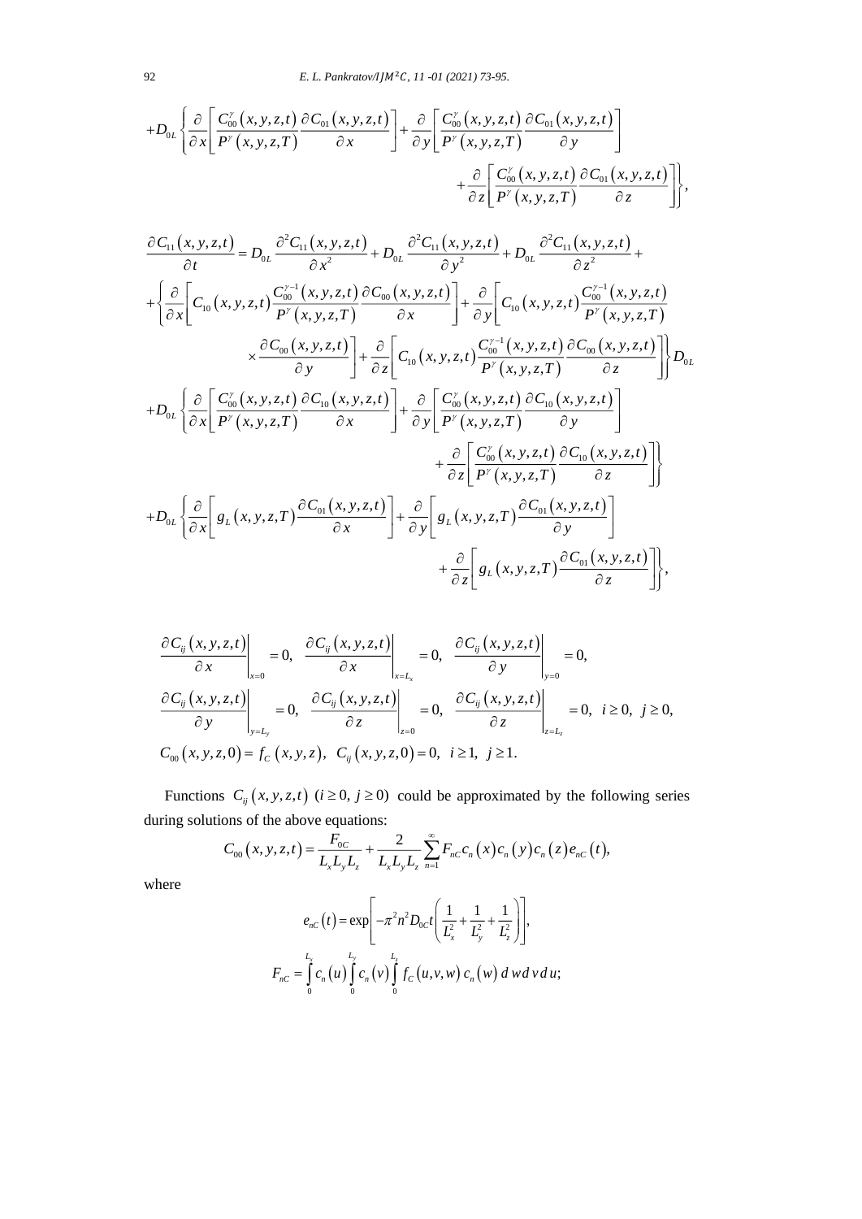$$+D_{0L}\left\{\frac{\partial}{\partial x}\left[\frac{C_{00}^{\gamma}(x,y,z,t)}{P^{\gamma}(x,y,z,T)}\frac{\partial C_{01}(x,y,z,t)}{\partial x}\right]+\frac{\partial}{\partial y}\left[\frac{C_{00}^{\gamma}(x,y,z,t)}{P^{\gamma}(x,y,z,T)}\frac{\partial C_{01}(x,y,z,t)}{\partial y}\right]\right.$$
$$\left.+\frac{\partial}{\partial z}\left[\frac{C_{00}^{\gamma}(x,y,z,t)}{P^{\gamma}(x,y,z,T)}\frac{\partial C_{01}(x,y,z,t)}{\partial z}\right]\right\},$$

$$\frac{\partial C_{11}(x,y,z,t)}{\partial t}=D_{0L}\frac{\partial^2 C_{11}(x,y,z,t)}{\partial x^2}+D_{0L}\frac{\partial^2 C_{11}(x,y,z,t)}{\partial y^2}+D_{0L}\frac{\partial^2 C_{11}(x,y,z,t)}{\partial z^2}+$$
$$+\left\{\frac{\partial}{\partial x}\left[C_{10}(x,y,z,t)\frac{C_{00}^{\gamma-1}(x,y,z,t)}{P^{\gamma}(x,y,z,T)}\frac{\partial C_{00}(x,y,z,t)}{\partial x}\right]+\frac{\partial}{\partial y}\left[C_{10}(x,y,z,t)\frac{C_{00}^{\gamma-1}(x,y,z,t)}{P^{\gamma}(x,y,z,T)}\right.\right.$$
$$\left.\left.\times\frac{\partial C_{00}(x,y,z,t)}{\partial y}\right]+\frac{\partial}{\partial z}\left[C_{10}(x,y,z,t)\frac{C_{00}^{\gamma-1}(x,y,z,t)}{P^{\gamma}(x,y,z,T)}\frac{\partial C_{00}(x,y,z,t)}{\partial z}\right]\right\}D_{0L}$$
$$+D_{0L}\left\{\frac{\partial}{\partial x}\left[\frac{C_{00}^{\gamma}(x,y,z,t)}{P^{\gamma}(x,y,z,T)}\frac{\partial C_{10}(x,y,z,t)}{\partial x}\right]+\frac{\partial}{\partial y}\left[\frac{C_{00}^{\gamma}(x,y,z,t)}{P^{\gamma}(x,y,z,T)}\frac{\partial C_{10}(x,y,z,t)}{\partial y}\right]\right.$$
$$\left.+\frac{\partial}{\partial z}\left[\frac{C_{00}^{\gamma}(x,y,z,t)}{P^{\gamma}(x,y,z,T)}\frac{\partial C_{10}(x,y,z,t)}{\partial z}\right]\right\}$$
$$+D_{0L}\left\{\frac{\partial}{\partial x}\left[g_L(x,y,z,T)\frac{\partial C_{01}(x,y,z,t)}{\partial x}\right]+\frac{\partial}{\partial y}\left[g_L(x,y,z,T)\frac{\partial C_{01}(x,y,z,t)}{\partial y}\right]\right.$$
$$\left.+\frac{\partial}{\partial z}\left[g_L(x,y,z,T)\frac{\partial C_{01}(x,y,z,t)}{\partial z}\right]\right\},$$

$$\left.\frac{\partial C_{ij}(x,y,z,t)}{\partial x}\right|_{x=0}=0,\quad \left.\frac{\partial C_{ij}(x,y,z,t)}{\partial x}\right|_{x=L_x}=0,\quad \left.\frac{\partial C_{ij}(x,y,z,t)}{\partial y}\right|_{y=0}=0,$$
$$\left.\frac{\partial C_{ij}(x,y,z,t)}{\partial y}\right|_{y=L_y}=0,\quad \left.\frac{\partial C_{ij}(x,y,z,t)}{\partial z}\right|_{z=0}=0,\quad \left.\frac{\partial C_{ij}(x,y,z,t)}{\partial z}\right|_{z=L_z}=0,\quad i\ge 0,\ j\ge 0,$$
$$C_{00}(x,y,z,0)=f_C(x,y,z),\quad C_{ij}(x,y,z,0)=0,\quad i\ge 1,\ j\ge 1.$$

Functions $C_{ij}(x,y,z,t)$ $(i\ge 0,\ j\ge 0)$ could be approximated by the following series during solutions of the above equations:

$$C_{00}(x,y,z,t)=\frac{F_{0C}}{L_xL_yL_z}+\frac{2}{L_xL_yL_z}\sum_{n=1}^{\infty}F_{nC}c_n(x)c_n(y)c_n(z)e_{nC}(t),$$

where

$$e_{nC}(t)=\exp\left[-\pi^2n^2D_{0C}t\left(\frac{1}{L_x^2}+\frac{1}{L_y^2}+\frac{1}{L_z^2}\right)\right],$$
$$F_{nC}=\int_0^{L_x}c_n(u)\int_0^{L_y}c_n(v)\int_0^{L_z}f_C(u,v,w)\,c_n(w)\,d\,w\,d\,v\,d\,u;$$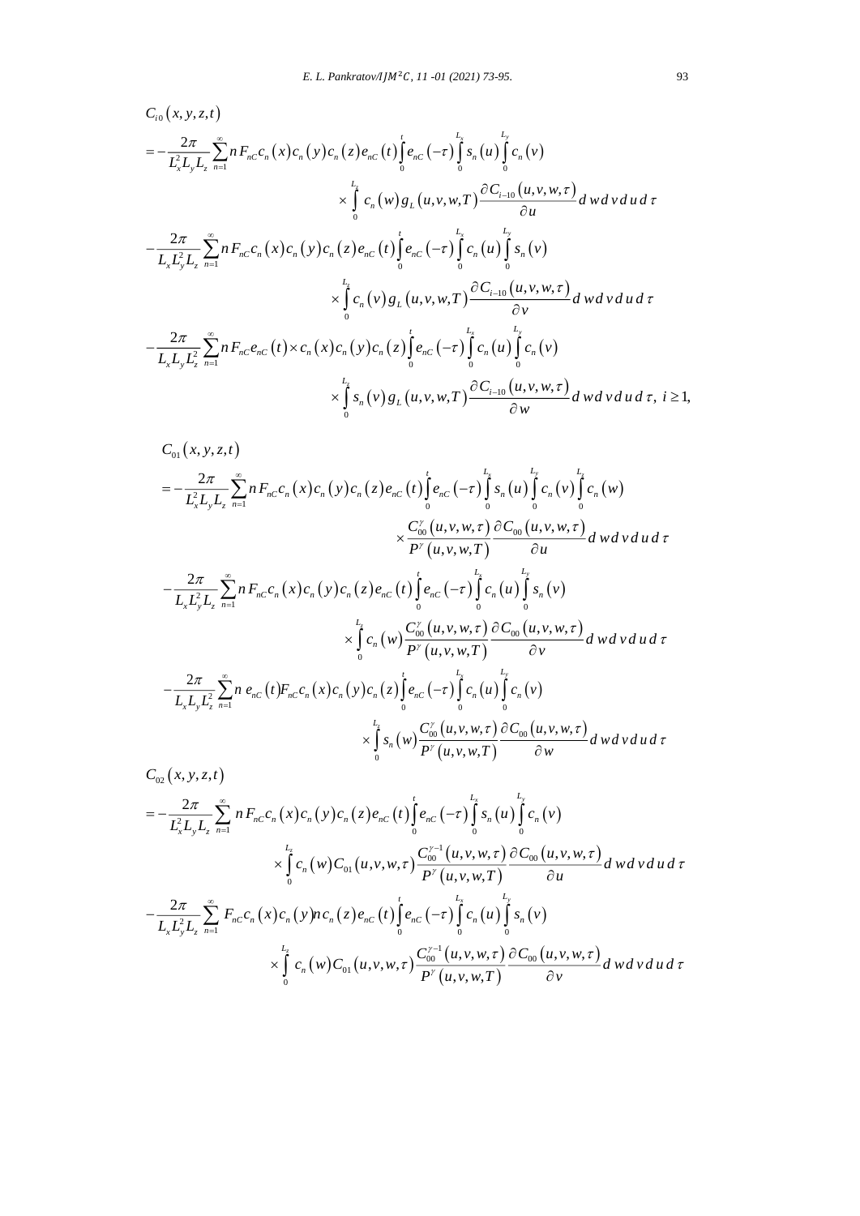$$C_{i0}(x,y,z,t)$$

$$=-\frac{2\pi}{L_x^2 L_y L_z}\sum_{n=1}^{\infty} n F_{nC} c_n(x) c_n(y) c_n(z) e_{nC}(t)\int_0^t e_{nC}(-\tau)\int_0^{L_x} s_n(u)\int_0^{L_y} c_n(v)$$

$$\times\int_0^{L_z} c_n(w) g_L(u,v,w,T)\frac{\partial C_{i-10}(u,v,w,\tau)}{\partial u}\, d\,w\, d\,v\, d\,u\, d\,\tau$$

$$-\frac{2\pi}{L_x L_y^2 L_z}\sum_{n=1}^{\infty} n F_{nC} c_n(x) c_n(y) c_n(z) e_{nC}(t)\int_0^t e_{nC}(-\tau)\int_0^{L_x} c_n(u)\int_0^{L_y} s_n(v)$$

$$\times\int_0^{L_z} c_n(v) g_L(u,v,w,T)\frac{\partial C_{i-10}(u,v,w,\tau)}{\partial v}\, d\,w\, d\,v\, d\,u\, d\,\tau$$

$$-\frac{2\pi}{L_x L_y L_z^2}\sum_{n=1}^{\infty} n F_{nC} e_{nC}(t)\times c_n(x) c_n(y) c_n(z)\int_0^t e_{nC}(-\tau)\int_0^{L_x} c_n(u)\int_0^{L_y} c_n(v)$$

$$\times\int_0^{L_z} s_n(v) g_L(u,v,w,T)\frac{\partial C_{i-10}(u,v,w,\tau)}{\partial w}\, d\,w\, d\,v\, d\,u\, d\,\tau,\ i\geq 1,$$

$$C_{01}(x,y,z,t)$$

$$=-\frac{2\pi}{L_x^2 L_y L_z}\sum_{n=1}^{\infty} n F_{nC} c_n(x) c_n(y) c_n(z) e_{nC}(t)\int_0^t e_{nC}(-\tau)\int_0^{L_x} s_n(u)\int_0^{L_y} c_n(v)\int_0^{L_z} c_n(w)$$

$$\times\frac{C_{00}^{\gamma}(u,v,w,\tau)}{P^{\gamma}(u,v,w,T)}\frac{\partial C_{00}(u,v,w,\tau)}{\partial u}\, d\,w\, d\,v\, d\,u\, d\,\tau$$

$$-\frac{2\pi}{L_x L_y^2 L_z}\sum_{n=1}^{\infty} n F_{nC} c_n(x) c_n(y) c_n(z) e_{nC}(t)\int_0^t e_{nC}(-\tau)\int_0^{L_x} c_n(u)\int_0^{L_y} s_n(v)$$

$$\times\int_0^{L_z} c_n(w)\frac{C_{00}^{\gamma}(u,v,w,\tau)}{P^{\gamma}(u,v,w,T)}\frac{\partial C_{00}(u,v,w,\tau)}{\partial v}\, d\,w\, d\,v\, d\,u\, d\,\tau$$

$$-\frac{2\pi}{L_x L_y L_z^2}\sum_{n=1}^{\infty} n\, e_{nC}(t) F_{nC} c_n(x) c_n(y) c_n(z)\int_0^t e_{nC}(-\tau)\int_0^{L_x} c_n(u)\int_0^{L_y} c_n(v)$$

$$\times\int_0^{L_z} s_n(w)\frac{C_{00}^{\gamma}(u,v,w,\tau)}{P^{\gamma}(u,v,w,T)}\frac{\partial C_{00}(u,v,w,\tau)}{\partial w}\, d\,w\, d\,v\, d\,u\, d\,\tau$$

$$C_{02}(x,y,z,t)$$

$$=-\frac{2\pi}{L_x^2 L_y L_z}\sum_{n=1}^{\infty} n F_{nC} c_n(x) c_n(y) c_n(z) e_{nC}(t)\int_0^t e_{nC}(-\tau)\int_0^{L_x} s_n(u)\int_0^{L_y} c_n(v)$$

$$\times\int_0^{L_z} c_n(w) C_{01}(u,v,w,\tau)\frac{C_{00}^{\gamma-1}(u,v,w,\tau)}{P^{\gamma}(u,v,w,T)}\frac{\partial C_{00}(u,v,w,\tau)}{\partial u}\, d\,w\, d\,v\, d\,u\, d\,\tau$$

$$-\frac{2\pi}{L_x L_y^2 L_z}\sum_{n=1}^{\infty} F_{nC} c_n(x) c_n(y) n c_n(z) e_{nC}(t)\int_0^t e_{nC}(-\tau)\int_0^{L_x} c_n(u)\int_0^{L_y} s_n(v)$$

$$\times\int_0^{L_z} c_n(w) C_{01}(u,v,w,\tau)\frac{C_{00}^{\gamma-1}(u,v,w,\tau)}{P^{\gamma}(u,v,w,T)}\frac{\partial C_{00}(u,v,w,\tau)}{\partial v}\, d\,w\, d\,v\, d\,u\, d\,\tau$$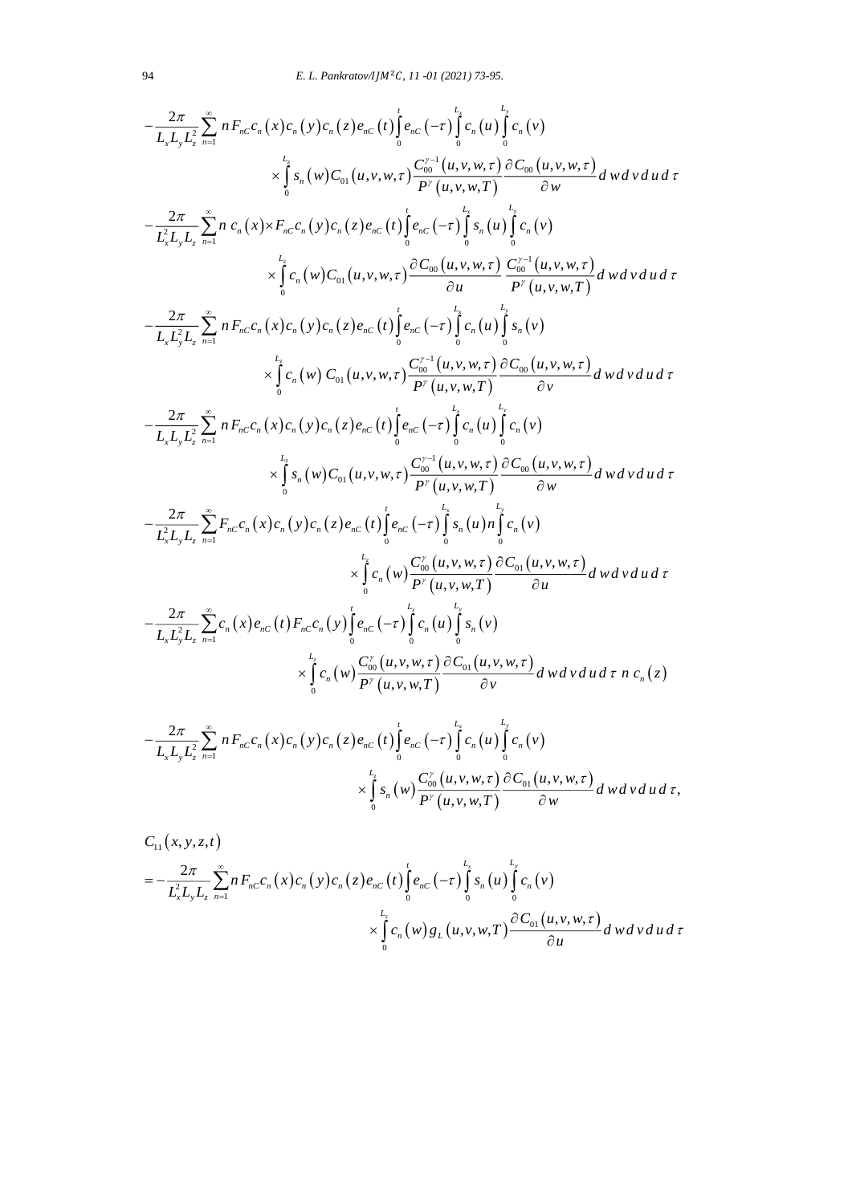$$
-\frac{2\pi}{L_x L_y L_z^2}\sum_{n=1}^{\infty} n\, F_{nC} c_n(x) c_n(y) c_n(z) e_{nC}(t)\int_0^t e_{nC}(-\tau)\int_0^{L_x} c_n(u)\int_0^{L_y} c_n(v)
$$

$$
\times\int_0^{L_z} s_n(w) C_{01}(u,v,w,\tau)\frac{C_{00}^{\gamma-1}(u,v,w,\tau)}{P^{\gamma}(u,v,w,T)}\frac{\partial C_{00}(u,v,w,\tau)}{\partial w}\, d\,w\, d\,v\, d\,u\, d\,\tau
$$

$$
-\frac{2\pi}{L_x^2 L_y L_z}\sum_{n=1}^{\infty} n\; c_n(x)\times F_{nC} c_n(y) c_n(z) e_{nC}(t)\int_0^t e_{nC}(-\tau)\int_0^{L_x} s_n(u)\int_0^{L_y} c_n(v)
$$

$$
\times\int_0^{L_z} c_n(w) C_{01}(u,v,w,\tau)\frac{\partial C_{00}(u,v,w,\tau)}{\partial u}\;\frac{C_{00}^{\gamma-1}(u,v,w,\tau)}{P^{\gamma}(u,v,w,T)}\, d\,w\, d\,v\, d\,u\, d\,\tau
$$

$$
-\frac{2\pi}{L_x L_y^2 L_z}\sum_{n=1}^{\infty} n\, F_{nC} c_n(x) c_n(y) c_n(z) e_{nC}(t)\int_0^t e_{nC}(-\tau)\int_0^{L_x} c_n(u)\int_0^{L_y} s_n(v)
$$

$$
\times\int_0^{L_z} c_n(w)\; C_{01}(u,v,w,\tau)\frac{C_{00}^{\gamma-1}(u,v,w,\tau)}{P^{\gamma}(u,v,w,T)}\frac{\partial C_{00}(u,v,w,\tau)}{\partial v}\, d\,w\, d\,v\, d\,u\, d\,\tau
$$

$$
-\frac{2\pi}{L_x L_y L_z^2}\sum_{n=1}^{\infty} n\, F_{nC} c_n(x) c_n(y) c_n(z) e_{nC}(t)\int_0^t e_{nC}(-\tau)\int_0^{L_x} c_n(u)\int_0^{L_y} c_n(v)
$$

$$
\times\int_0^{L_z} s_n(w) C_{01}(u,v,w,\tau)\frac{C_{00}^{\gamma-1}(u,v,w,\tau)}{P^{\gamma}(u,v,w,T)}\frac{\partial C_{00}(u,v,w,\tau)}{\partial w}\, d\,w\, d\,v\, d\,u\, d\,\tau
$$

$$
-\frac{2\pi}{L_x^2 L_y L_z}\sum_{n=1}^{\infty} F_{nC} c_n(x) c_n(y) c_n(z) e_{nC}(t)\int_0^t e_{nC}(-\tau)\int_0^{L_x} s_n(u)\, n\int_0^{L_y} c_n(v)
$$

$$
\times\int_0^{L_z} c_n(w)\frac{C_{00}^{\gamma}(u,v,w,\tau)}{P^{\gamma}(u,v,w,T)}\frac{\partial C_{01}(u,v,w,\tau)}{\partial u}\, d\,w\, d\,v\, d\,u\, d\,\tau
$$

$$
-\frac{2\pi}{L_x L_y^2 L_z}\sum_{n=1}^{\infty} c_n(x) e_{nC}(t) F_{nC} c_n(y)\int_0^t e_{nC}(-\tau)\int_0^{L_x} c_n(u)\int_0^{L_y} s_n(v)
$$

$$
\times\int_0^{L_z} c_n(w)\frac{C_{00}^{\gamma}(u,v,w,\tau)}{P^{\gamma}(u,v,w,T)}\frac{\partial C_{01}(u,v,w,\tau)}{\partial v}\, d\,w\, d\,v\, d\,u\, d\,\tau\; n\; c_n(z)
$$

$$
-\frac{2\pi}{L_x L_y L_z^2}\sum_{n=1}^{\infty} n\, F_{nC} c_n(x) c_n(y) c_n(z) e_{nC}(t)\int_0^t e_{nC}(-\tau)\int_0^{L_x} c_n(u)\int_0^{L_y} c_n(v)
$$

$$
\times\int_0^{L_z} s_n(w)\frac{C_{00}^{\gamma}(u,v,w,\tau)}{P^{\gamma}(u,v,w,T)}\frac{\partial C_{01}(u,v,w,\tau)}{\partial w}\, d\,w\, d\,v\, d\,u\, d\,\tau,
$$

$$
C_{11}(x,y,z,t)
$$

$$
= -\frac{2\pi}{L_x^2 L_y L_z}\sum_{n=1}^{\infty} n\, F_{nC} c_n(x) c_n(y) c_n(z) e_{nC}(t)\int_0^t e_{nC}(-\tau)\int_0^{L_x} s_n(u)\int_0^{L_y} c_n(v)
$$

$$
\times\int_0^{L_z} c_n(w)\, g_L(u,v,w,T)\frac{\partial C_{01}(u,v,w,\tau)}{\partial u}\, d\,w\, d\,v\, d\,u\, d\,\tau
$$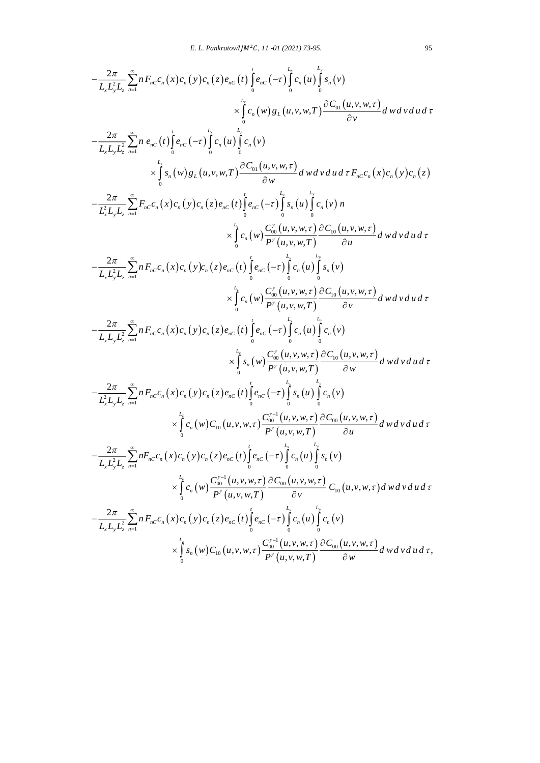$$
-\frac{2\pi}{L_x L_y^2 L_z}\sum_{n=1}^{\infty} n\, F_{nC} c_n(x) c_n(y) c_n(z) e_{nC}(t)\int_0^t e_{nC}(-\tau)\int_0^{L_x} c_n(u)\int_0^{L_y} s_n(v)
$$

$$
\times\int_0^{L_z} c_n(w)\, g_L(u,v,w,T)\frac{\partial C_{01}(u,v,w,\tau)}{\partial v}\, d\,w\, d\,v\, d\,u\, d\,\tau
$$

$$
-\frac{2\pi}{L_x L_y L_z^2}\sum_{n=1}^{\infty} n\, e_{nC}(t)\int_0^t e_{nC}(-\tau)\int_0^{L_x} c_n(u)\int_0^{L_y} c_n(v)
$$

$$
\times\int_0^{L_z} s_n(w)\, g_L(u,v,w,T)\frac{\partial C_{01}(u,v,w,\tau)}{\partial w}\, d\,w\, d\,v\, d\,u\, d\,\tau\, F_{nC} c_n(x) c_n(y) c_n(z)
$$

$$
-\frac{2\pi}{L_x^2 L_y L_z}\sum_{n=1}^{\infty} F_{nC} c_n(x) c_n(y) c_n(z) e_{nC}(t)\int_0^t e_{nC}(-\tau)\int_0^{L_x} s_n(u)\int_0^{L_y} c_n(v)\, n
$$

$$
\times\int_0^{L_z} c_n(w)\frac{C_{00}^{\gamma}(u,v,w,\tau)}{P^{\gamma}(u,v,w,T)}\frac{\partial C_{10}(u,v,w,\tau)}{\partial u}\, d\,w\, d\,v\, d\,u\, d\,\tau
$$

$$
-\frac{2\pi}{L_x L_y^2 L_z}\sum_{n=1}^{\infty} n\, F_{nC} c_n(x) c_n(y) c_n(z) e_{nC}(t)\int_0^t e_{nC}(-\tau)\int_0^{L_x} c_n(u)\int_0^{L_y} s_n(v)
$$

$$
\times\int_0^{L_z} c_n(w)\frac{C_{00}^{\gamma}(u,v,w,\tau)}{P^{\gamma}(u,v,w,T)}\frac{\partial C_{10}(u,v,w,\tau)}{\partial v}\, d\,w\, d\,v\, d\,u\, d\,\tau
$$

$$
-\frac{2\pi}{L_x L_y L_z^2}\sum_{n=1}^{\infty} n\, F_{nC} c_n(x) c_n(y) c_n(z) e_{nC}(t)\int_0^t e_{nC}(-\tau)\int_0^{L_x} c_n(u)\int_0^{L_y} c_n(v)
$$

$$
\times\int_0^{L_z} s_n(w)\frac{C_{00}^{\gamma}(u,v,w,\tau)}{P^{\gamma}(u,v,w,T)}\frac{\partial C_{10}(u,v,w,\tau)}{\partial w}\, d\,w\, d\,v\, d\,u\, d\,\tau
$$

$$
-\frac{2\pi}{L_x^2 L_y L_z}\sum_{n=1}^{\infty} n\, F_{nC} c_n(x) c_n(y) c_n(z) e_{nC}(t)\int_0^t e_{nC}(-\tau)\int_0^{L_x} s_n(u)\int_0^{L_y} c_n(v)
$$

$$
\times\int_0^{L_z} c_n(w)\, C_{10}(u,v,w,\tau)\frac{C_{00}^{\gamma-1}(u,v,w,\tau)}{P^{\gamma}(u,v,w,T)}\frac{\partial C_{00}(u,v,w,\tau)}{\partial u}\, d\,w\, d\,v\, d\,u\, d\,\tau
$$

$$
-\frac{2\pi}{L_x L_y^2 L_z}\sum_{n=1}^{\infty} nF_{nC} c_n(x) c_n(y) c_n(z) e_{nC}(t)\int_0^t e_{nC}(-\tau)\int_0^{L_x} c_n(u)\int_0^{L_y} s_n(v)
$$

$$
\times\int_0^{L_z} c_n(w)\frac{C_{00}^{\gamma-1}(u,v,w,\tau)}{P^{\gamma}(u,v,w,T)}\frac{\partial C_{00}(u,v,w,\tau)}{\partial v}\, C_{10}(u,v,w,\tau)\, d\,w\, d\,v\, d\,u\, d\,\tau
$$

$$
-\frac{2\pi}{L_x L_y L_z^2}\sum_{n=1}^{\infty} n\, F_{nC} c_n(x) c_n(y) c_n(z) e_{nC}(t)\int_0^t e_{nC}(-\tau)\int_0^{L_x} c_n(u)\int_0^{L_y} c_n(v)
$$

$$
\times\int_0^{L_z} s_n(w)\, C_{10}(u,v,w,\tau)\frac{C_{00}^{\gamma-1}(u,v,w,\tau)}{P^{\gamma}(u,v,w,T)}\frac{\partial C_{00}(u,v,w,\tau)}{\partial w}\, d\,w\, d\,v\, d\,u\, d\,\tau,
$$